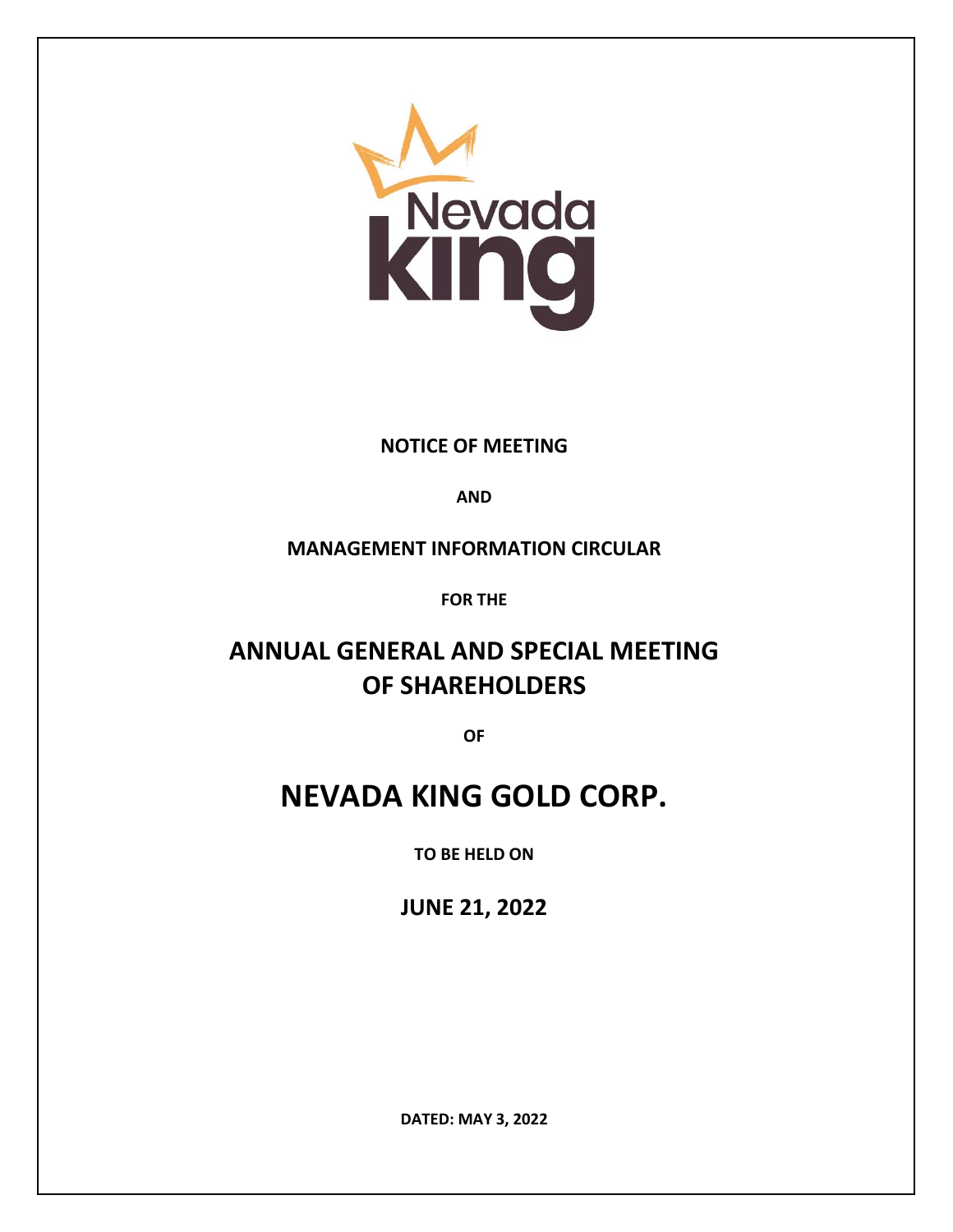**NOTICE OF MEETING**

**AND**

**MANAGEMENT INFORMATION CIRCULAR**

**FOR THE**

# ANNUAL GENERAL AND SPECIAL MEETING OF SHAREHOLDERS

**OF**

# NEVADA KING GOLD CORP.

**TO BE HELD ON**

## JUNE 21, 2022

**DATED: MAY 3, 2022**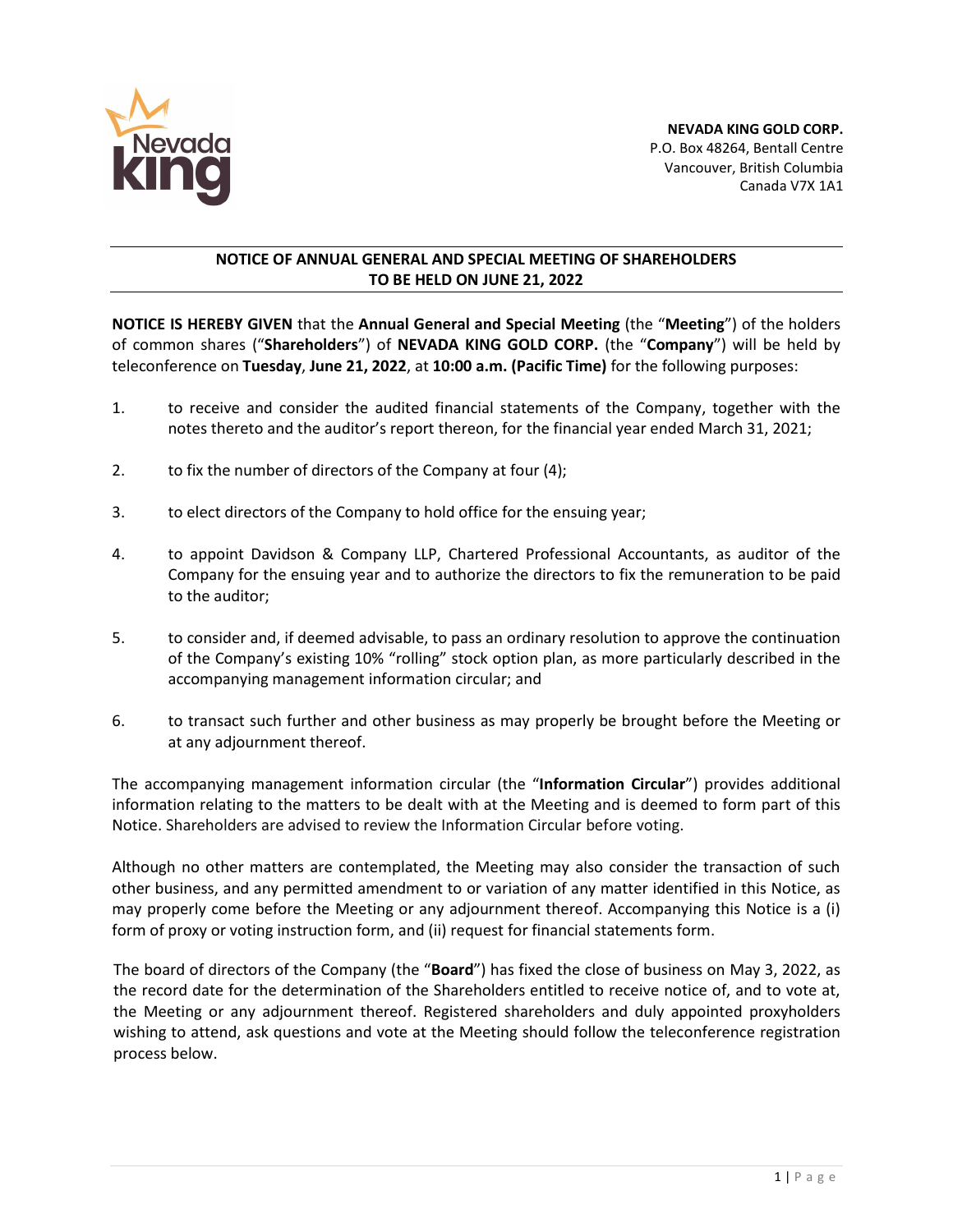**NEVADA KING GOLD CORP.**
P.O. Box 48264, Bentall Centre
Vancouver, British Columbia
Canada V7X 1A1

## NOTICE OF ANNUAL GENERAL AND SPECIAL MEETING OF SHAREHOLDERS TO BE HELD ON JUNE 21, 2022

**NOTICE IS HEREBY GIVEN** that the **Annual General and Special Meeting** (the "**Meeting**") of the holders of common shares ("**Shareholders**") of **NEVADA KING GOLD CORP.** (the "**Company**") will be held by teleconference on **Tuesday**, **June 21, 2022**, at **10:00 a.m. (Pacific Time)** for the following purposes:

1. to receive and consider the audited financial statements of the Company, together with the notes thereto and the auditor's report thereon, for the financial year ended March 31, 2021;

2. to fix the number of directors of the Company at four (4);

3. to elect directors of the Company to hold office for the ensuing year;

4. to appoint Davidson & Company LLP, Chartered Professional Accountants, as auditor of the Company for the ensuing year and to authorize the directors to fix the remuneration to be paid to the auditor;

5. to consider and, if deemed advisable, to pass an ordinary resolution to approve the continuation of the Company's existing 10% "rolling" stock option plan, as more particularly described in the accompanying management information circular; and

6. to transact such further and other business as may properly be brought before the Meeting or at any adjournment thereof.

The accompanying management information circular (the "**Information Circular**") provides additional information relating to the matters to be dealt with at the Meeting and is deemed to form part of this Notice. Shareholders are advised to review the Information Circular before voting.

Although no other matters are contemplated, the Meeting may also consider the transaction of such other business, and any permitted amendment to or variation of any matter identified in this Notice, as may properly come before the Meeting or any adjournment thereof. Accompanying this Notice is a (i) form of proxy or voting instruction form, and (ii) request for financial statements form.

The board of directors of the Company (the "**Board**") has fixed the close of business on May 3, 2022, as the record date for the determination of the Shareholders entitled to receive notice of, and to vote at, the Meeting or any adjournment thereof. Registered shareholders and duly appointed proxyholders wishing to attend, ask questions and vote at the Meeting should follow the teleconference registration process below.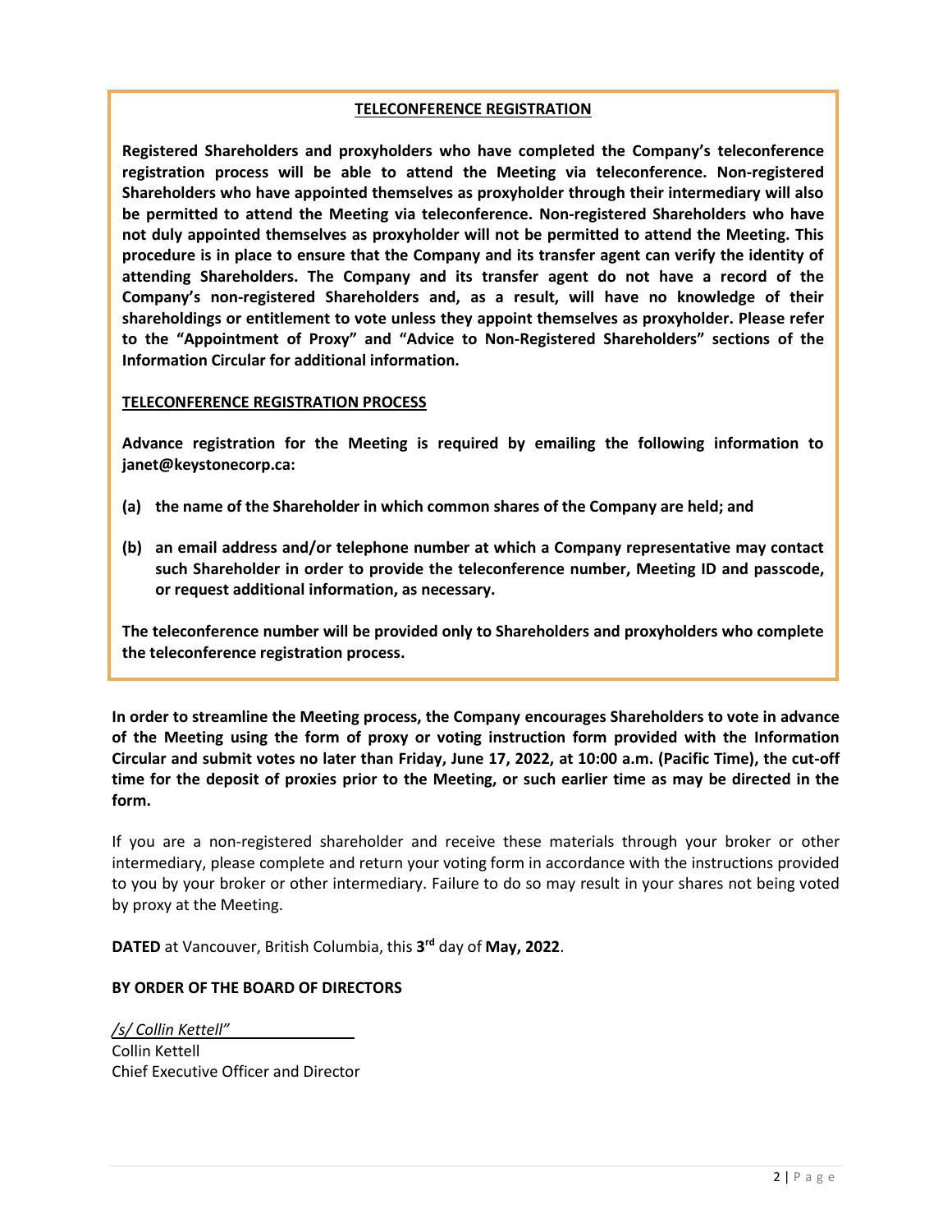## TELECONFERENCE REGISTRATION

**Registered Shareholders and proxyholders who have completed the Company's teleconference registration process will be able to attend the Meeting via teleconference. Non-registered Shareholders who have appointed themselves as proxyholder through their intermediary will also be permitted to attend the Meeting via teleconference. Non-registered Shareholders who have not duly appointed themselves as proxyholder will not be permitted to attend the Meeting. This procedure is in place to ensure that the Company and its transfer agent can verify the identity of attending Shareholders. The Company and its transfer agent do not have a record of the Company's non-registered Shareholders and, as a result, will have no knowledge of their shareholdings or entitlement to vote unless they appoint themselves as proxyholder. Please refer to the "Appointment of Proxy" and "Advice to Non-Registered Shareholders" sections of the Information Circular for additional information.**

### TELECONFERENCE REGISTRATION PROCESS

**Advance registration for the Meeting is required by emailing the following information to janet@keystonecorp.ca:**

**(a) the name of the Shareholder in which common shares of the Company are held; and**

**(b) an email address and/or telephone number at which a Company representative may contact such Shareholder in order to provide the teleconference number, Meeting ID and passcode, or request additional information, as necessary.**

**The teleconference number will be provided only to Shareholders and proxyholders who complete the teleconference registration process.**

**In order to streamline the Meeting process, the Company encourages Shareholders to vote in advance of the Meeting using the form of proxy or voting instruction form provided with the Information Circular and submit votes no later than Friday, June 17, 2022, at 10:00 a.m. (Pacific Time), the cut-off time for the deposit of proxies prior to the Meeting, or such earlier time as may be directed in the form.**

If you are a non-registered shareholder and receive these materials through your broker or other intermediary, please complete and return your voting form in accordance with the instructions provided to you by your broker or other intermediary. Failure to do so may result in your shares not being voted by proxy at the Meeting.

**DATED** at Vancouver, British Columbia, this **3rd** day of **May, 2022**.

**BY ORDER OF THE BOARD OF DIRECTORS**

*/s/ Collin Kettell"*
Collin Kettell
Chief Executive Officer and Director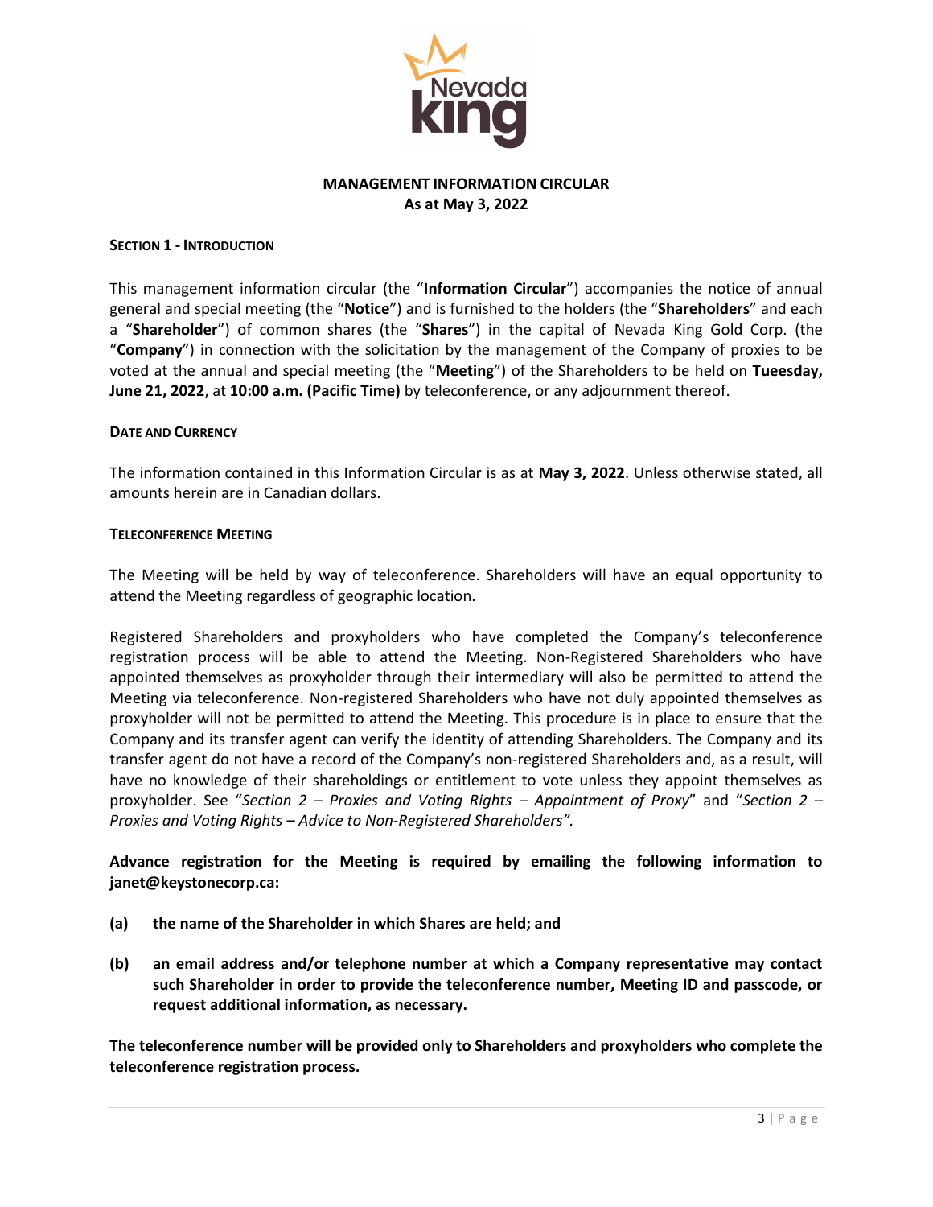**MANAGEMENT INFORMATION CIRCULAR**
**As at May 3, 2022**

## SECTION 1 - INTRODUCTION

This management information circular (the "**Information Circular**") accompanies the notice of annual general and special meeting (the "**Notice**") and is furnished to the holders (the "**Shareholders**" and each a "**Shareholder**") of common shares (the "**Shares**") in the capital of Nevada King Gold Corp. (the "**Company**") in connection with the solicitation by the management of the Company of proxies to be voted at the annual and special meeting (the "**Meeting**") of the Shareholders to be held on **Tueesday, June 21, 2022**, at **10:00 a.m. (Pacific Time)** by teleconference, or any adjournment thereof.

### DATE AND CURRENCY

The information contained in this Information Circular is as at **May 3, 2022**. Unless otherwise stated, all amounts herein are in Canadian dollars.

### TELECONFERENCE MEETING

The Meeting will be held by way of teleconference. Shareholders will have an equal opportunity to attend the Meeting regardless of geographic location.

Registered Shareholders and proxyholders who have completed the Company's teleconference registration process will be able to attend the Meeting. Non-Registered Shareholders who have appointed themselves as proxyholder through their intermediary will also be permitted to attend the Meeting via teleconference. Non-registered Shareholders who have not duly appointed themselves as proxyholder will not be permitted to attend the Meeting. This procedure is in place to ensure that the Company and its transfer agent can verify the identity of attending Shareholders. The Company and its transfer agent do not have a record of the Company's non-registered Shareholders and, as a result, will have no knowledge of their shareholdings or entitlement to vote unless they appoint themselves as proxyholder. See "*Section 2 – Proxies and Voting Rights – Appointment of Proxy*" and "*Section 2 – Proxies and Voting Rights – Advice to Non-Registered Shareholders".*

**Advance registration for the Meeting is required by emailing the following information to janet@keystonecorp.ca:**

**(a) the name of the Shareholder in which Shares are held; and**

**(b) an email address and/or telephone number at which a Company representative may contact such Shareholder in order to provide the teleconference number, Meeting ID and passcode, or request additional information, as necessary.**

**The teleconference number will be provided only to Shareholders and proxyholders who complete the teleconference registration process.**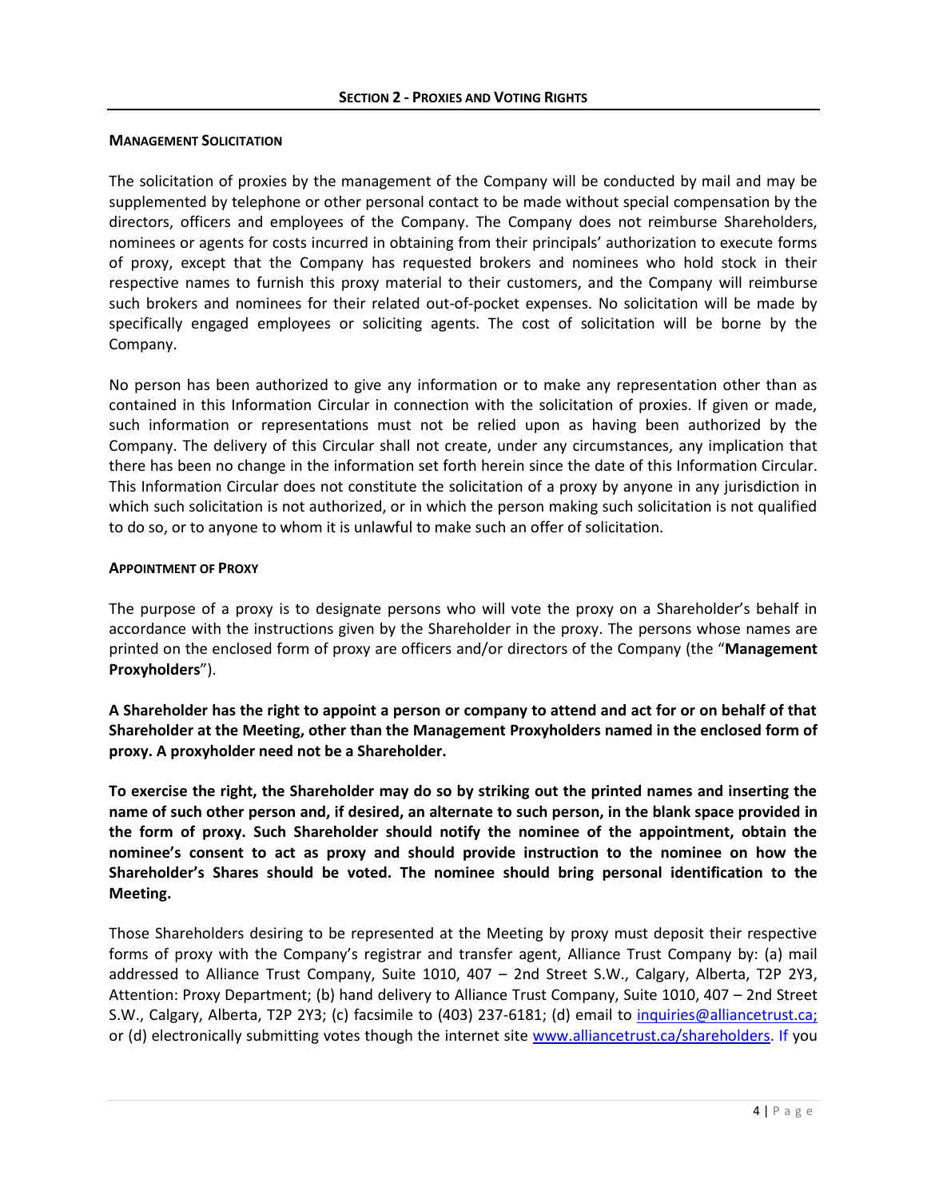## SECTION 2 - PROXIES AND VOTING RIGHTS

### MANAGEMENT SOLICITATION

The solicitation of proxies by the management of the Company will be conducted by mail and may be supplemented by telephone or other personal contact to be made without special compensation by the directors, officers and employees of the Company. The Company does not reimburse Shareholders, nominees or agents for costs incurred in obtaining from their principals' authorization to execute forms of proxy, except that the Company has requested brokers and nominees who hold stock in their respective names to furnish this proxy material to their customers, and the Company will reimburse such brokers and nominees for their related out-of-pocket expenses. No solicitation will be made by specifically engaged employees or soliciting agents. The cost of solicitation will be borne by the Company.

No person has been authorized to give any information or to make any representation other than as contained in this Information Circular in connection with the solicitation of proxies. If given or made, such information or representations must not be relied upon as having been authorized by the Company. The delivery of this Circular shall not create, under any circumstances, any implication that there has been no change in the information set forth herein since the date of this Information Circular. This Information Circular does not constitute the solicitation of a proxy by anyone in any jurisdiction in which such solicitation is not authorized, or in which the person making such solicitation is not qualified to do so, or to anyone to whom it is unlawful to make such an offer of solicitation.

### APPOINTMENT OF PROXY

The purpose of a proxy is to designate persons who will vote the proxy on a Shareholder's behalf in accordance with the instructions given by the Shareholder in the proxy. The persons whose names are printed on the enclosed form of proxy are officers and/or directors of the Company (the "**Management Proxyholders**").

**A Shareholder has the right to appoint a person or company to attend and act for or on behalf of that Shareholder at the Meeting, other than the Management Proxyholders named in the enclosed form of proxy. A proxyholder need not be a Shareholder.**

**To exercise the right, the Shareholder may do so by striking out the printed names and inserting the name of such other person and, if desired, an alternate to such person, in the blank space provided in the form of proxy. Such Shareholder should notify the nominee of the appointment, obtain the nominee's consent to act as proxy and should provide instruction to the nominee on how the Shareholder's Shares should be voted. The nominee should bring personal identification to the Meeting.**

Those Shareholders desiring to be represented at the Meeting by proxy must deposit their respective forms of proxy with the Company's registrar and transfer agent, Alliance Trust Company by: (a) mail addressed to Alliance Trust Company, Suite 1010, 407 – 2nd Street S.W., Calgary, Alberta, T2P 2Y3, Attention: Proxy Department; (b) hand delivery to Alliance Trust Company, Suite 1010, 407 – 2nd Street S.W., Calgary, Alberta, T2P 2Y3; (c) facsimile to (403) 237-6181; (d) email to [inquiries@alliancetrust.ca;](mailto:inquiries@alliancetrust.ca) or (d) electronically submitting votes though the internet site [www.alliancetrust.ca/shareholders](http://www.alliancetrust.ca/shareholders). If you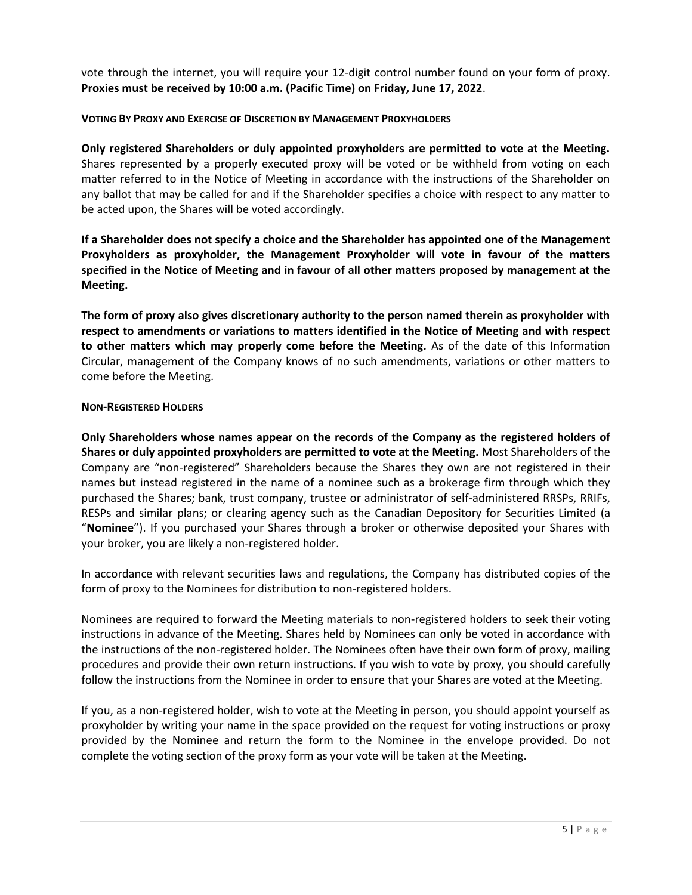vote through the internet, you will require your 12-digit control number found on your form of proxy. **Proxies must be received by 10:00 a.m. (Pacific Time) on Friday, June 17, 2022**.

**VOTING BY PROXY AND EXERCISE OF DISCRETION BY MANAGEMENT PROXYHOLDERS**

**Only registered Shareholders or duly appointed proxyholders are permitted to vote at the Meeting.** Shares represented by a properly executed proxy will be voted or be withheld from voting on each matter referred to in the Notice of Meeting in accordance with the instructions of the Shareholder on any ballot that may be called for and if the Shareholder specifies a choice with respect to any matter to be acted upon, the Shares will be voted accordingly.

**If a Shareholder does not specify a choice and the Shareholder has appointed one of the Management Proxyholders as proxyholder, the Management Proxyholder will vote in favour of the matters specified in the Notice of Meeting and in favour of all other matters proposed by management at the Meeting.**

**The form of proxy also gives discretionary authority to the person named therein as proxyholder with respect to amendments or variations to matters identified in the Notice of Meeting and with respect to other matters which may properly come before the Meeting.** As of the date of this Information Circular, management of the Company knows of no such amendments, variations or other matters to come before the Meeting.

**NON-REGISTERED HOLDERS**

**Only Shareholders whose names appear on the records of the Company as the registered holders of Shares or duly appointed proxyholders are permitted to vote at the Meeting.** Most Shareholders of the Company are "non-registered" Shareholders because the Shares they own are not registered in their names but instead registered in the name of a nominee such as a brokerage firm through which they purchased the Shares; bank, trust company, trustee or administrator of self-administered RRSPs, RRIFs, RESPs and similar plans; or clearing agency such as the Canadian Depository for Securities Limited (a "**Nominee**"). If you purchased your Shares through a broker or otherwise deposited your Shares with your broker, you are likely a non-registered holder.

In accordance with relevant securities laws and regulations, the Company has distributed copies of the form of proxy to the Nominees for distribution to non-registered holders.

Nominees are required to forward the Meeting materials to non-registered holders to seek their voting instructions in advance of the Meeting. Shares held by Nominees can only be voted in accordance with the instructions of the non-registered holder. The Nominees often have their own form of proxy, mailing procedures and provide their own return instructions. If you wish to vote by proxy, you should carefully follow the instructions from the Nominee in order to ensure that your Shares are voted at the Meeting.

If you, as a non-registered holder, wish to vote at the Meeting in person, you should appoint yourself as proxyholder by writing your name in the space provided on the request for voting instructions or proxy provided by the Nominee and return the form to the Nominee in the envelope provided. Do not complete the voting section of the proxy form as your vote will be taken at the Meeting.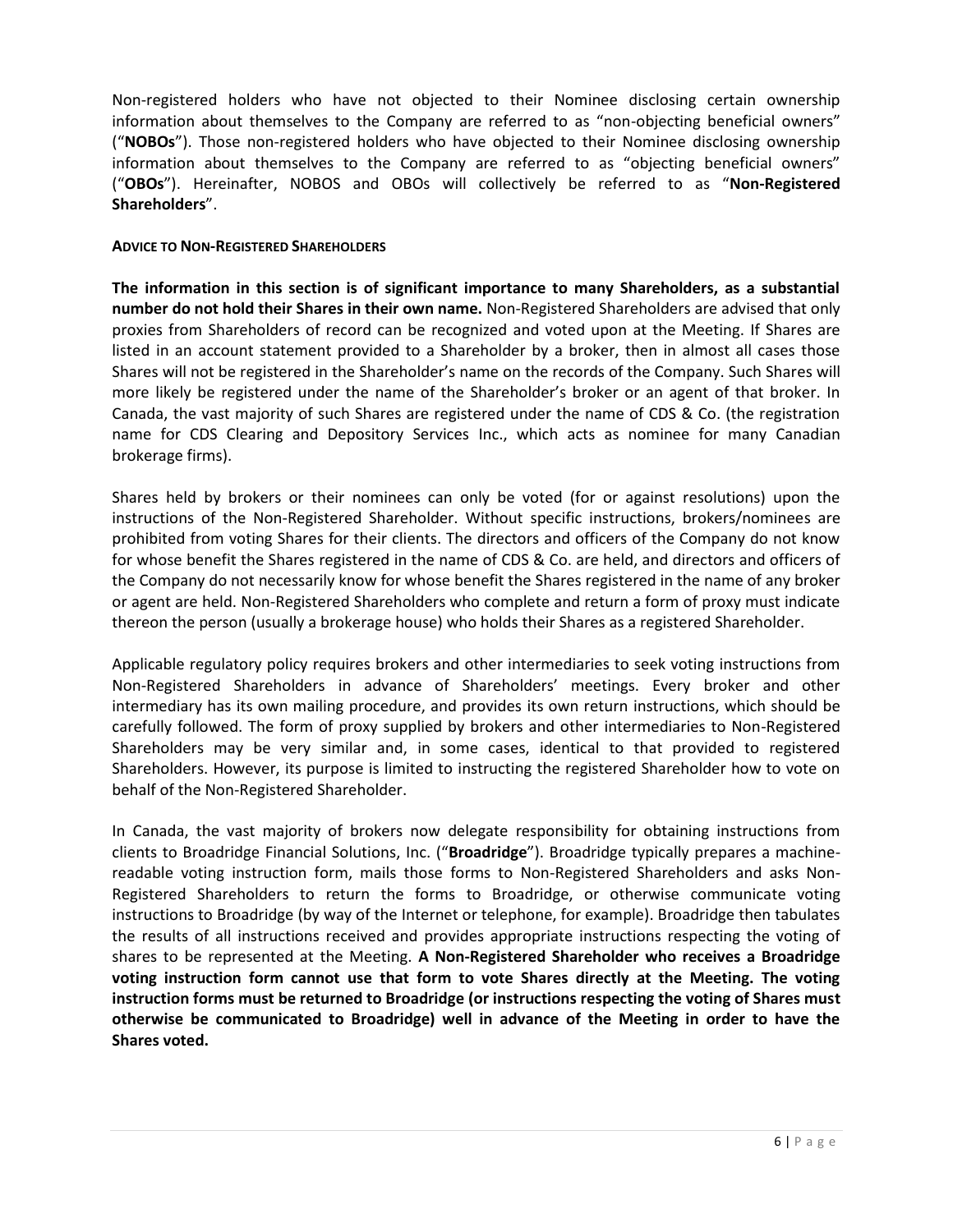Non-registered holders who have not objected to their Nominee disclosing certain ownership information about themselves to the Company are referred to as "non-objecting beneficial owners" ("**NOBOs**"). Those non-registered holders who have objected to their Nominee disclosing ownership information about themselves to the Company are referred to as "objecting beneficial owners" ("**OBOs**"). Hereinafter, NOBOS and OBOs will collectively be referred to as "**Non-Registered Shareholders**".

**ADVICE TO NON-REGISTERED SHAREHOLDERS**

**The information in this section is of significant importance to many Shareholders, as a substantial number do not hold their Shares in their own name.** Non-Registered Shareholders are advised that only proxies from Shareholders of record can be recognized and voted upon at the Meeting. If Shares are listed in an account statement provided to a Shareholder by a broker, then in almost all cases those Shares will not be registered in the Shareholder's name on the records of the Company. Such Shares will more likely be registered under the name of the Shareholder's broker or an agent of that broker. In Canada, the vast majority of such Shares are registered under the name of CDS & Co. (the registration name for CDS Clearing and Depository Services Inc., which acts as nominee for many Canadian brokerage firms).

Shares held by brokers or their nominees can only be voted (for or against resolutions) upon the instructions of the Non-Registered Shareholder. Without specific instructions, brokers/nominees are prohibited from voting Shares for their clients. The directors and officers of the Company do not know for whose benefit the Shares registered in the name of CDS & Co. are held, and directors and officers of the Company do not necessarily know for whose benefit the Shares registered in the name of any broker or agent are held. Non-Registered Shareholders who complete and return a form of proxy must indicate thereon the person (usually a brokerage house) who holds their Shares as a registered Shareholder.

Applicable regulatory policy requires brokers and other intermediaries to seek voting instructions from Non-Registered Shareholders in advance of Shareholders' meetings. Every broker and other intermediary has its own mailing procedure, and provides its own return instructions, which should be carefully followed. The form of proxy supplied by brokers and other intermediaries to Non-Registered Shareholders may be very similar and, in some cases, identical to that provided to registered Shareholders. However, its purpose is limited to instructing the registered Shareholder how to vote on behalf of the Non-Registered Shareholder.

In Canada, the vast majority of brokers now delegate responsibility for obtaining instructions from clients to Broadridge Financial Solutions, Inc. ("**Broadridge**"). Broadridge typically prepares a machine-readable voting instruction form, mails those forms to Non-Registered Shareholders and asks Non-Registered Shareholders to return the forms to Broadridge, or otherwise communicate voting instructions to Broadridge (by way of the Internet or telephone, for example). Broadridge then tabulates the results of all instructions received and provides appropriate instructions respecting the voting of shares to be represented at the Meeting. **A Non-Registered Shareholder who receives a Broadridge voting instruction form cannot use that form to vote Shares directly at the Meeting. The voting instruction forms must be returned to Broadridge (or instructions respecting the voting of Shares must otherwise be communicated to Broadridge) well in advance of the Meeting in order to have the Shares voted.**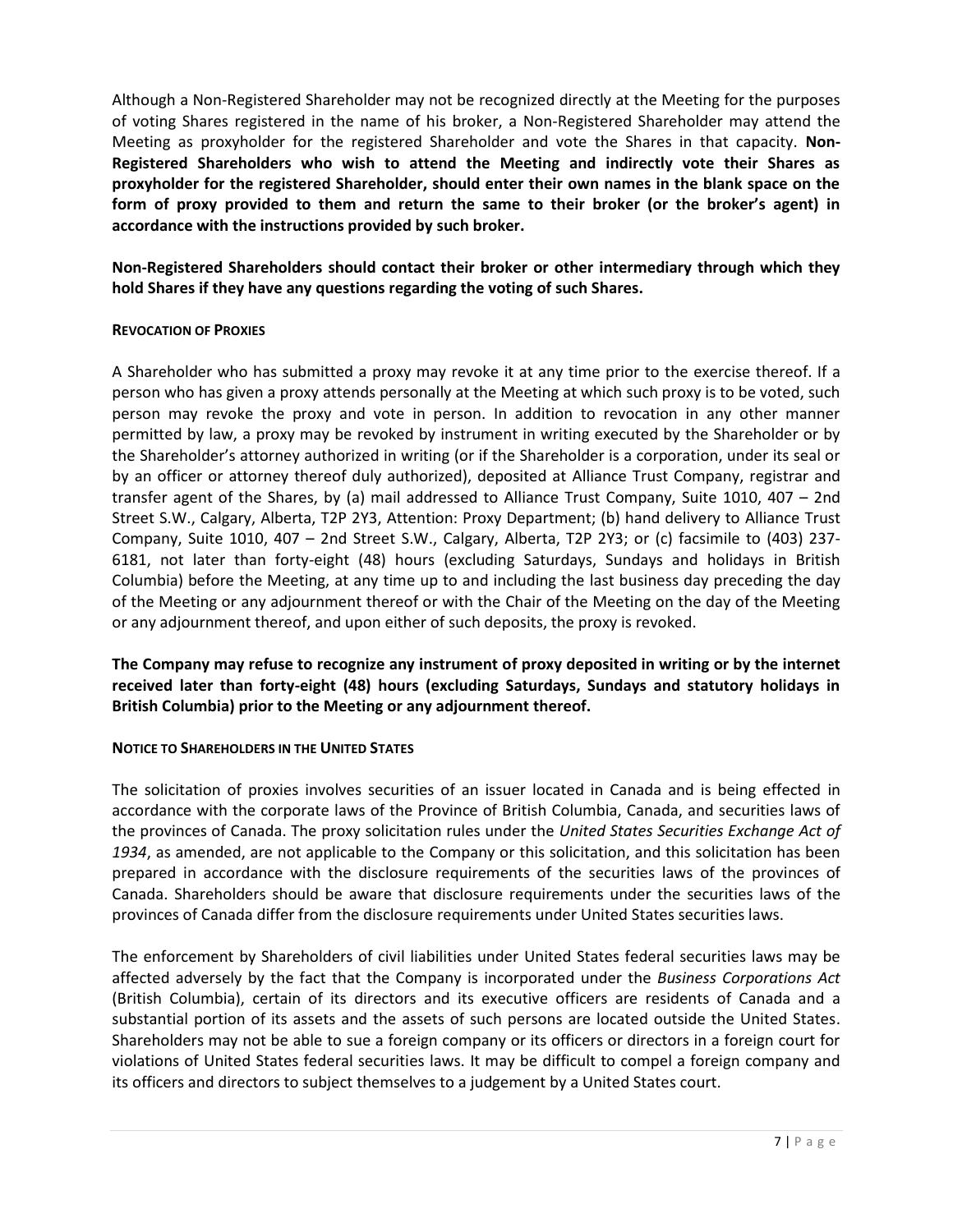Although a Non-Registered Shareholder may not be recognized directly at the Meeting for the purposes of voting Shares registered in the name of his broker, a Non-Registered Shareholder may attend the Meeting as proxyholder for the registered Shareholder and vote the Shares in that capacity. **Non-Registered Shareholders who wish to attend the Meeting and indirectly vote their Shares as proxyholder for the registered Shareholder, should enter their own names in the blank space on the form of proxy provided to them and return the same to their broker (or the broker's agent) in accordance with the instructions provided by such broker.**

**Non-Registered Shareholders should contact their broker or other intermediary through which they hold Shares if they have any questions regarding the voting of such Shares.**

### REVOCATION OF PROXIES

A Shareholder who has submitted a proxy may revoke it at any time prior to the exercise thereof. If a person who has given a proxy attends personally at the Meeting at which such proxy is to be voted, such person may revoke the proxy and vote in person. In addition to revocation in any other manner permitted by law, a proxy may be revoked by instrument in writing executed by the Shareholder or by the Shareholder's attorney authorized in writing (or if the Shareholder is a corporation, under its seal or by an officer or attorney thereof duly authorized), deposited at Alliance Trust Company, registrar and transfer agent of the Shares, by (a) mail addressed to Alliance Trust Company, Suite 1010, 407 – 2nd Street S.W., Calgary, Alberta, T2P 2Y3, Attention: Proxy Department; (b) hand delivery to Alliance Trust Company, Suite 1010, 407 – 2nd Street S.W., Calgary, Alberta, T2P 2Y3; or (c) facsimile to (403) 237-6181, not later than forty-eight (48) hours (excluding Saturdays, Sundays and holidays in British Columbia) before the Meeting, at any time up to and including the last business day preceding the day of the Meeting or any adjournment thereof or with the Chair of the Meeting on the day of the Meeting or any adjournment thereof, and upon either of such deposits, the proxy is revoked.

**The Company may refuse to recognize any instrument of proxy deposited in writing or by the internet received later than forty-eight (48) hours (excluding Saturdays, Sundays and statutory holidays in British Columbia) prior to the Meeting or any adjournment thereof.**

### NOTICE TO SHAREHOLDERS IN THE UNITED STATES

The solicitation of proxies involves securities of an issuer located in Canada and is being effected in accordance with the corporate laws of the Province of British Columbia, Canada, and securities laws of the provinces of Canada. The proxy solicitation rules under the *United States Securities Exchange Act of 1934*, as amended, are not applicable to the Company or this solicitation, and this solicitation has been prepared in accordance with the disclosure requirements of the securities laws of the provinces of Canada. Shareholders should be aware that disclosure requirements under the securities laws of the provinces of Canada differ from the disclosure requirements under United States securities laws.

The enforcement by Shareholders of civil liabilities under United States federal securities laws may be affected adversely by the fact that the Company is incorporated under the *Business Corporations Act* (British Columbia), certain of its directors and its executive officers are residents of Canada and a substantial portion of its assets and the assets of such persons are located outside the United States. Shareholders may not be able to sue a foreign company or its officers or directors in a foreign court for violations of United States federal securities laws. It may be difficult to compel a foreign company and its officers and directors to subject themselves to a judgement by a United States court.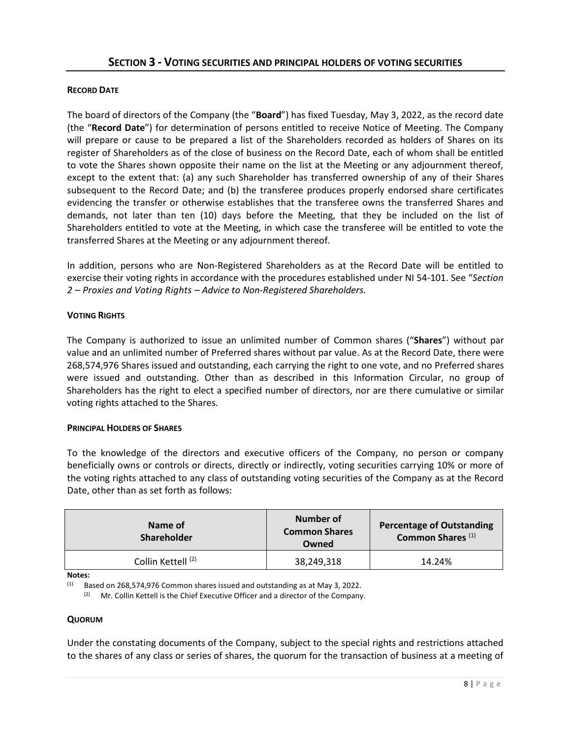## SECTION 3 - VOTING SECURITIES AND PRINCIPAL HOLDERS OF VOTING SECURITIES

**RECORD DATE**

The board of directors of the Company (the "**Board**") has fixed Tuesday, May 3, 2022, as the record date (the "**Record Date**") for determination of persons entitled to receive Notice of Meeting. The Company will prepare or cause to be prepared a list of the Shareholders recorded as holders of Shares on its register of Shareholders as of the close of business on the Record Date, each of whom shall be entitled to vote the Shares shown opposite their name on the list at the Meeting or any adjournment thereof, except to the extent that: (a) any such Shareholder has transferred ownership of any of their Shares subsequent to the Record Date; and (b) the transferee produces properly endorsed share certificates evidencing the transfer or otherwise establishes that the transferee owns the transferred Shares and demands, not later than ten (10) days before the Meeting, that they be included on the list of Shareholders entitled to vote at the Meeting, in which case the transferee will be entitled to vote the transferred Shares at the Meeting or any adjournment thereof.

In addition, persons who are Non-Registered Shareholders as at the Record Date will be entitled to exercise their voting rights in accordance with the procedures established under NI 54-101. See "*Section 2 – Proxies and Voting Rights – Advice to Non-Registered Shareholders.*

**VOTING RIGHTS**

The Company is authorized to issue an unlimited number of Common shares ("**Shares**") without par value and an unlimited number of Preferred shares without par value. As at the Record Date, there were 268,574,976 Shares issued and outstanding, each carrying the right to one vote, and no Preferred shares were issued and outstanding. Other than as described in this Information Circular, no group of Shareholders has the right to elect a specified number of directors, nor are there cumulative or similar voting rights attached to the Shares.

**PRINCIPAL HOLDERS OF SHARES**

To the knowledge of the directors and executive officers of the Company, no person or company beneficially owns or controls or directs, directly or indirectly, voting securities carrying 10% or more of the voting rights attached to any class of outstanding voting securities of the Company as at the Record Date, other than as set forth as follows:

| Name of Shareholder | Number of Common Shares Owned | Percentage of Outstanding Common Shares (1) |
|---|---|---|
| Collin Kettell (2) | 38,249,318 | 14.24% |

**Notes:**

(1) Based on 268,574,976 Common shares issued and outstanding as at May 3, 2022.

(2) Mr. Collin Kettell is the Chief Executive Officer and a director of the Company.

**QUORUM**

Under the constating documents of the Company, subject to the special rights and restrictions attached to the shares of any class or series of shares, the quorum for the transaction of business at a meeting of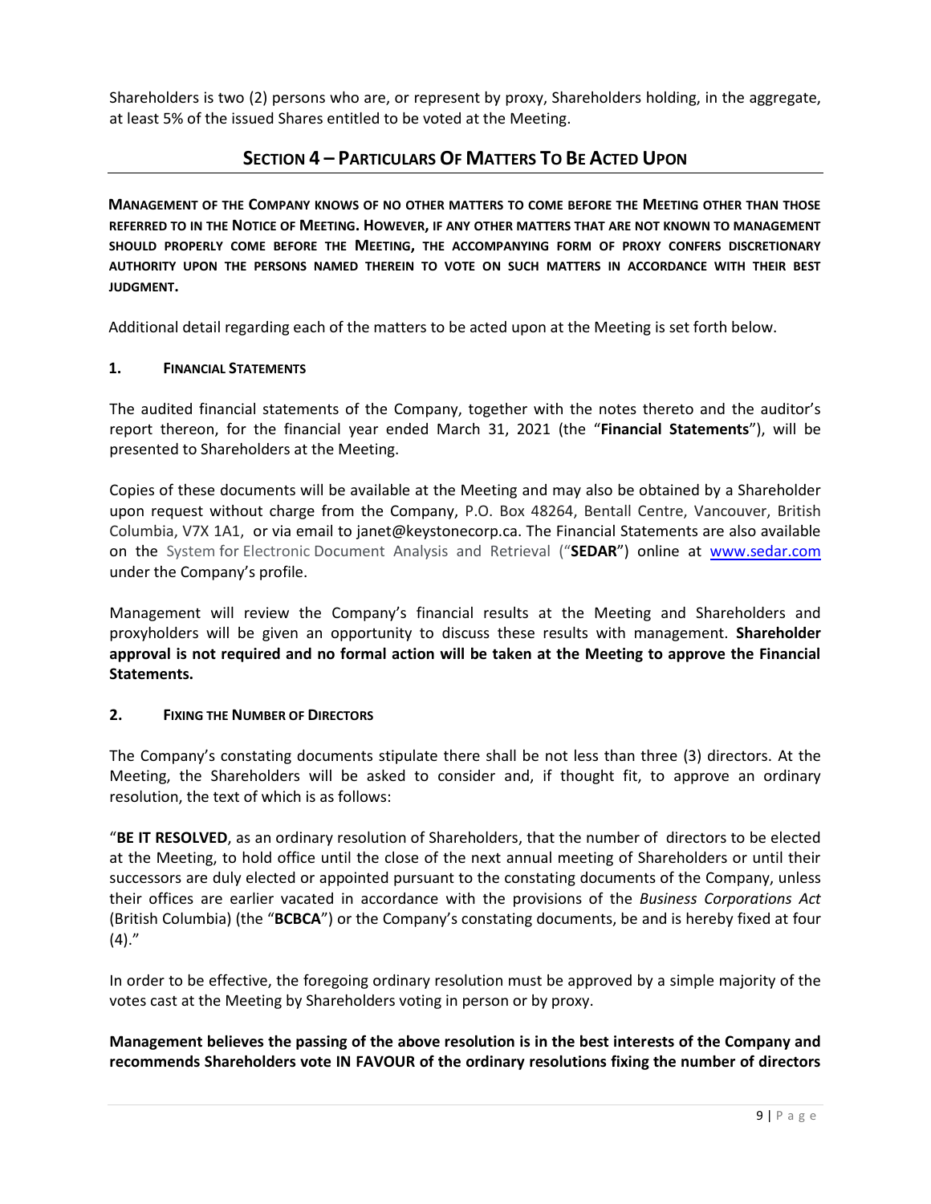Shareholders is two (2) persons who are, or represent by proxy, Shareholders holding, in the aggregate, at least 5% of the issued Shares entitled to be voted at the Meeting.

## SECTION 4 – PARTICULARS OF MATTERS TO BE ACTED UPON

**MANAGEMENT OF THE COMPANY KNOWS OF NO OTHER MATTERS TO COME BEFORE THE MEETING OTHER THAN THOSE REFERRED TO IN THE NOTICE OF MEETING. HOWEVER, IF ANY OTHER MATTERS THAT ARE NOT KNOWN TO MANAGEMENT SHOULD PROPERLY COME BEFORE THE MEETING, THE ACCOMPANYING FORM OF PROXY CONFERS DISCRETIONARY AUTHORITY UPON THE PERSONS NAMED THEREIN TO VOTE ON SUCH MATTERS IN ACCORDANCE WITH THEIR BEST JUDGMENT.**

Additional detail regarding each of the matters to be acted upon at the Meeting is set forth below.

### 1. FINANCIAL STATEMENTS

The audited financial statements of the Company, together with the notes thereto and the auditor's report thereon, for the financial year ended March 31, 2021 (the "**Financial Statements**"), will be presented to Shareholders at the Meeting.

Copies of these documents will be available at the Meeting and may also be obtained by a Shareholder upon request without charge from the Company, P.O. Box 48264, Bentall Centre, Vancouver, British Columbia, V7X 1A1, or via email to janet@keystonecorp.ca. The Financial Statements are also available on the System for Electronic Document Analysis and Retrieval ("**SEDAR**") online at www.sedar.com under the Company's profile.

Management will review the Company's financial results at the Meeting and Shareholders and proxyholders will be given an opportunity to discuss these results with management. **Shareholder approval is not required and no formal action will be taken at the Meeting to approve the Financial Statements.**

### 2. FIXING THE NUMBER OF DIRECTORS

The Company's constating documents stipulate there shall be not less than three (3) directors. At the Meeting, the Shareholders will be asked to consider and, if thought fit, to approve an ordinary resolution, the text of which is as follows:

"**BE IT RESOLVED**, as an ordinary resolution of Shareholders, that the number of directors to be elected at the Meeting, to hold office until the close of the next annual meeting of Shareholders or until their successors are duly elected or appointed pursuant to the constating documents of the Company, unless their offices are earlier vacated in accordance with the provisions of the *Business Corporations Act* (British Columbia) (the "**BCBCA**") or the Company's constating documents, be and is hereby fixed at four (4)."

In order to be effective, the foregoing ordinary resolution must be approved by a simple majority of the votes cast at the Meeting by Shareholders voting in person or by proxy.

**Management believes the passing of the above resolution is in the best interests of the Company and recommends Shareholders vote IN FAVOUR of the ordinary resolutions fixing the number of directors**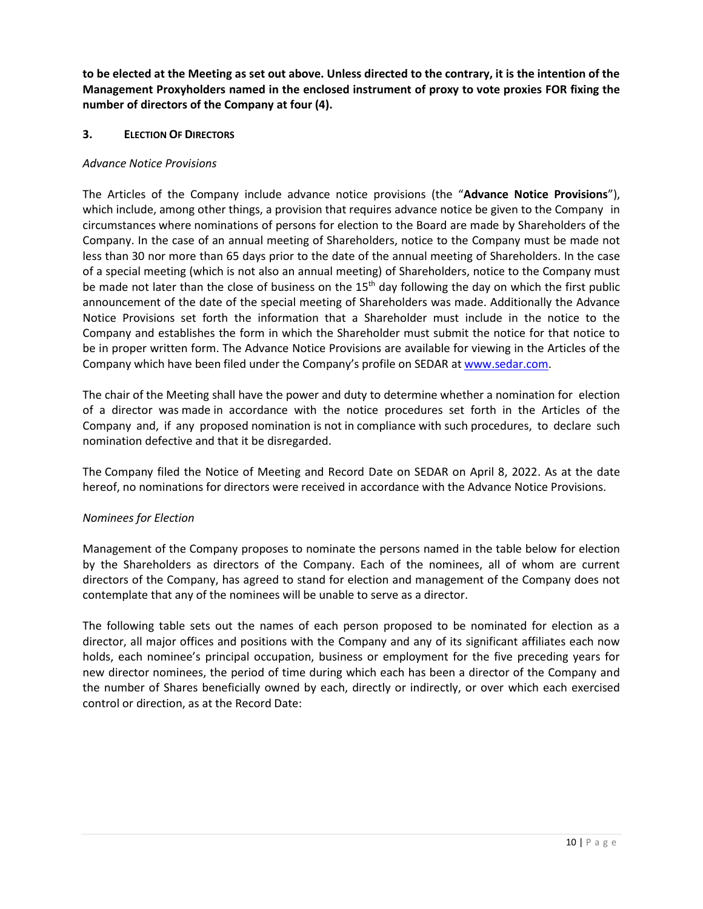**to be elected at the Meeting as set out above. Unless directed to the contrary, it is the intention of the Management Proxyholders named in the enclosed instrument of proxy to vote proxies FOR fixing the number of directors of the Company at four (4).**

## 3. ELECTION OF DIRECTORS

*Advance Notice Provisions*

The Articles of the Company include advance notice provisions (the "**Advance Notice Provisions**"), which include, among other things, a provision that requires advance notice be given to the Company in circumstances where nominations of persons for election to the Board are made by Shareholders of the Company. In the case of an annual meeting of Shareholders, notice to the Company must be made not less than 30 nor more than 65 days prior to the date of the annual meeting of Shareholders. In the case of a special meeting (which is not also an annual meeting) of Shareholders, notice to the Company must be made not later than the close of business on the 15th day following the day on which the first public announcement of the date of the special meeting of Shareholders was made. Additionally the Advance Notice Provisions set forth the information that a Shareholder must include in the notice to the Company and establishes the form in which the Shareholder must submit the notice for that notice to be in proper written form. The Advance Notice Provisions are available for viewing in the Articles of the Company which have been filed under the Company's profile on SEDAR at www.sedar.com.

The chair of the Meeting shall have the power and duty to determine whether a nomination for election of a director was made in accordance with the notice procedures set forth in the Articles of the Company and, if any proposed nomination is not in compliance with such procedures, to declare such nomination defective and that it be disregarded.

The Company filed the Notice of Meeting and Record Date on SEDAR on April 8, 2022. As at the date hereof, no nominations for directors were received in accordance with the Advance Notice Provisions.

*Nominees for Election*

Management of the Company proposes to nominate the persons named in the table below for election by the Shareholders as directors of the Company. Each of the nominees, all of whom are current directors of the Company, has agreed to stand for election and management of the Company does not contemplate that any of the nominees will be unable to serve as a director.

The following table sets out the names of each person proposed to be nominated for election as a director, all major offices and positions with the Company and any of its significant affiliates each now holds, each nominee's principal occupation, business or employment for the five preceding years for new director nominees, the period of time during which each has been a director of the Company and the number of Shares beneficially owned by each, directly or indirectly, or over which each exercised control or direction, as at the Record Date: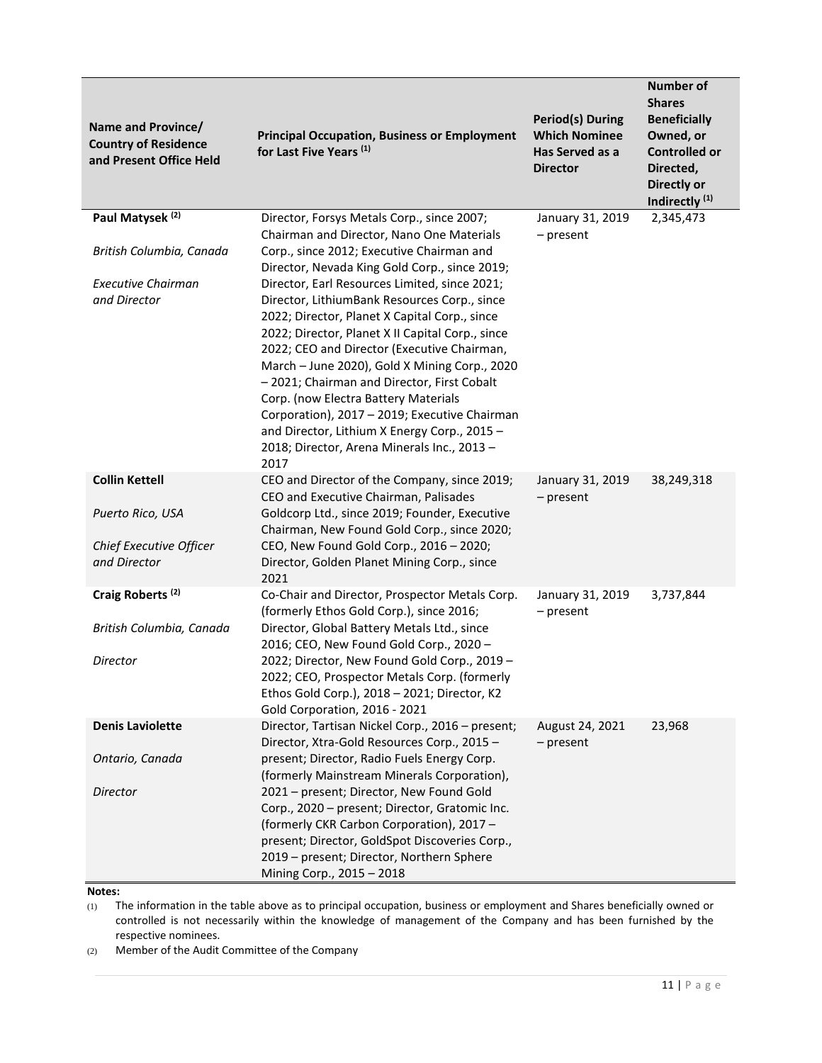| Name and Province/ Country of Residence and Present Office Held | Principal Occupation, Business or Employment for Last Five Years [(1)] | Period(s) During Which Nominee Has Served as a Director | Number of Shares Beneficially Owned, or Controlled or Directed, Directly or Indirectly [(1)] |
|---|---|---|---|
| **Paul Matysek [(2)]**<br><br>*British Columbia, Canada*<br><br>*Executive Chairman and Director* | Director, Forsys Metals Corp., since 2007; Chairman and Director, Nano One Materials Corp., since 2012; Executive Chairman and Director, Nevada King Gold Corp., since 2019; Director, Earl Resources Limited, since 2021; Director, LithiumBank Resources Corp., since 2022; Director, Planet X Capital Corp., since 2022; Director, Planet X II Capital Corp., since 2022; CEO and Director (Executive Chairman, March – June 2020), Gold X Mining Corp., 2020 – 2021; Chairman and Director, First Cobalt Corp. (now Electra Battery Materials Corporation), 2017 – 2019; Executive Chairman and Director, Lithium X Energy Corp., 2015 – 2018; Director, Arena Minerals Inc., 2013 – 2017 | January 31, 2019 – present | 2,345,473 |
| **Collin Kettell**<br><br>*Puerto Rico, USA*<br><br>*Chief Executive Officer and Director* | CEO and Director of the Company, since 2019; CEO and Executive Chairman, Palisades Goldcorp Ltd., since 2019; Founder, Executive Chairman, New Found Gold Corp., since 2020; CEO, New Found Gold Corp., 2016 – 2020; Director, Golden Planet Mining Corp., since 2021 | January 31, 2019 – present | 38,249,318 |
| **Craig Roberts [(2)]**<br><br>*British Columbia, Canada*<br><br>*Director* | Co-Chair and Director, Prospector Metals Corp. (formerly Ethos Gold Corp.), since 2016; Director, Global Battery Metals Ltd., since 2016; CEO, New Found Gold Corp., 2020 – 2022; Director, New Found Gold Corp., 2019 – 2022; CEO, Prospector Metals Corp. (formerly Ethos Gold Corp.), 2018 – 2021; Director, K2 Gold Corporation, 2016 - 2021 | January 31, 2019 – present | 3,737,844 |
| **Denis Laviolette**<br><br>*Ontario, Canada*<br><br>*Director* | Director, Tartisan Nickel Corp., 2016 – present; Director, Xtra-Gold Resources Corp., 2015 – present; Director, Radio Fuels Energy Corp. (formerly Mainstream Minerals Corporation), 2021 – present; Director, New Found Gold Corp., 2020 – present; Director, Gratomic Inc. (formerly CKR Carbon Corporation), 2017 – present; Director, GoldSpot Discoveries Corp., 2019 – present; Director, Northern Sphere Mining Corp., 2015 – 2018 | August 24, 2021 – present | 23,968 |

**Notes:**

(1) The information in the table above as to principal occupation, business or employment and Shares beneficially owned or controlled is not necessarily within the knowledge of management of the Company and has been furnished by the respective nominees.

(2) Member of the Audit Committee of the Company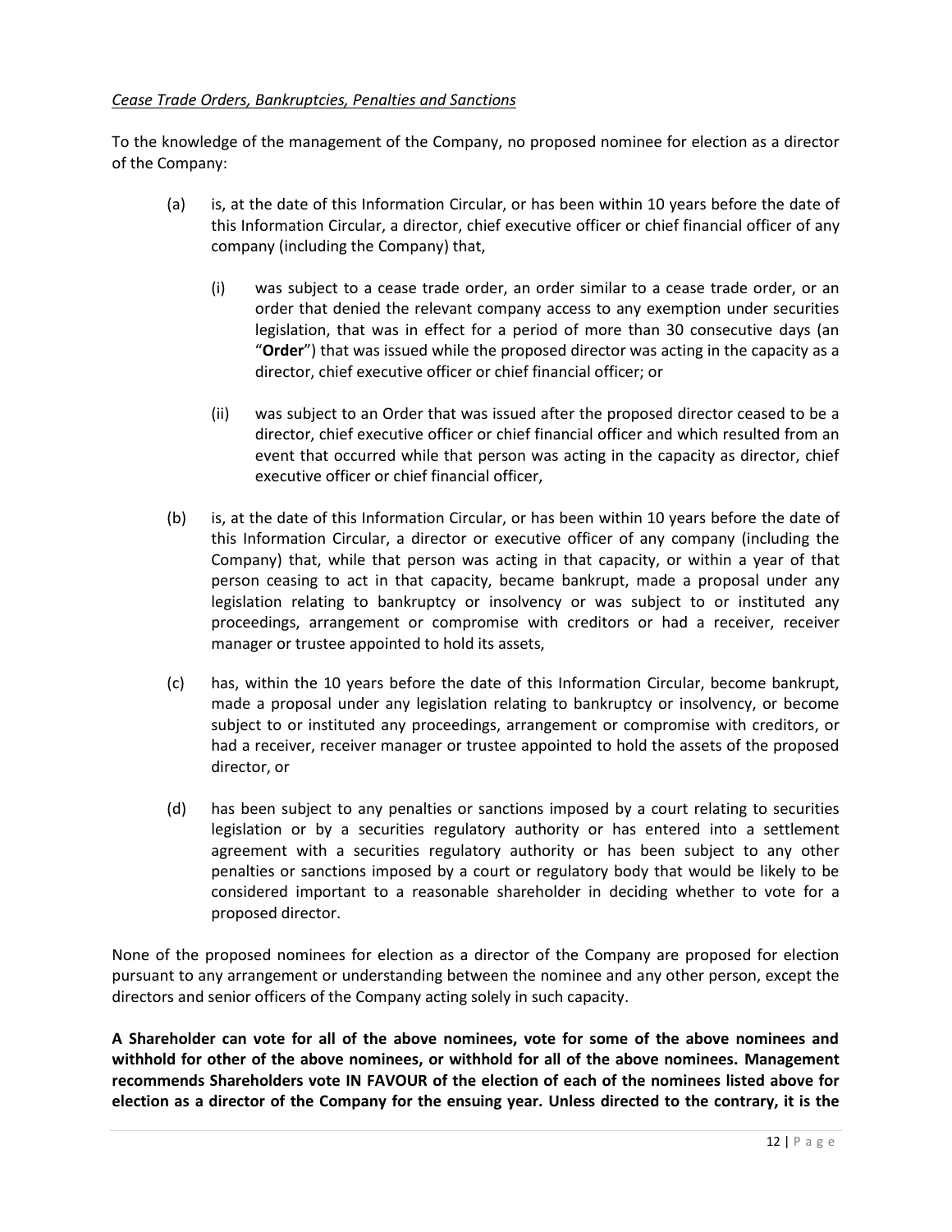*Cease Trade Orders, Bankruptcies, Penalties and Sanctions*

To the knowledge of the management of the Company, no proposed nominee for election as a director of the Company:

(a) is, at the date of this Information Circular, or has been within 10 years before the date of this Information Circular, a director, chief executive officer or chief financial officer of any company (including the Company) that,

   (i) was subject to a cease trade order, an order similar to a cease trade order, or an order that denied the relevant company access to any exemption under securities legislation, that was in effect for a period of more than 30 consecutive days (an "**Order**") that was issued while the proposed director was acting in the capacity as a director, chief executive officer or chief financial officer; or

   (ii) was subject to an Order that was issued after the proposed director ceased to be a director, chief executive officer or chief financial officer and which resulted from an event that occurred while that person was acting in the capacity as director, chief executive officer or chief financial officer,

(b) is, at the date of this Information Circular, or has been within 10 years before the date of this Information Circular, a director or executive officer of any company (including the Company) that, while that person was acting in that capacity, or within a year of that person ceasing to act in that capacity, became bankrupt, made a proposal under any legislation relating to bankruptcy or insolvency or was subject to or instituted any proceedings, arrangement or compromise with creditors or had a receiver, receiver manager or trustee appointed to hold its assets,

(c) has, within the 10 years before the date of this Information Circular, become bankrupt, made a proposal under any legislation relating to bankruptcy or insolvency, or become subject to or instituted any proceedings, arrangement or compromise with creditors, or had a receiver, receiver manager or trustee appointed to hold the assets of the proposed director, or

(d) has been subject to any penalties or sanctions imposed by a court relating to securities legislation or by a securities regulatory authority or has entered into a settlement agreement with a securities regulatory authority or has been subject to any other penalties or sanctions imposed by a court or regulatory body that would be likely to be considered important to a reasonable shareholder in deciding whether to vote for a proposed director.

None of the proposed nominees for election as a director of the Company are proposed for election pursuant to any arrangement or understanding between the nominee and any other person, except the directors and senior officers of the Company acting solely in such capacity.

**A Shareholder can vote for all of the above nominees, vote for some of the above nominees and withhold for other of the above nominees, or withhold for all of the above nominees. Management recommends Shareholders vote IN FAVOUR of the election of each of the nominees listed above for election as a director of the Company for the ensuing year. Unless directed to the contrary, it is the**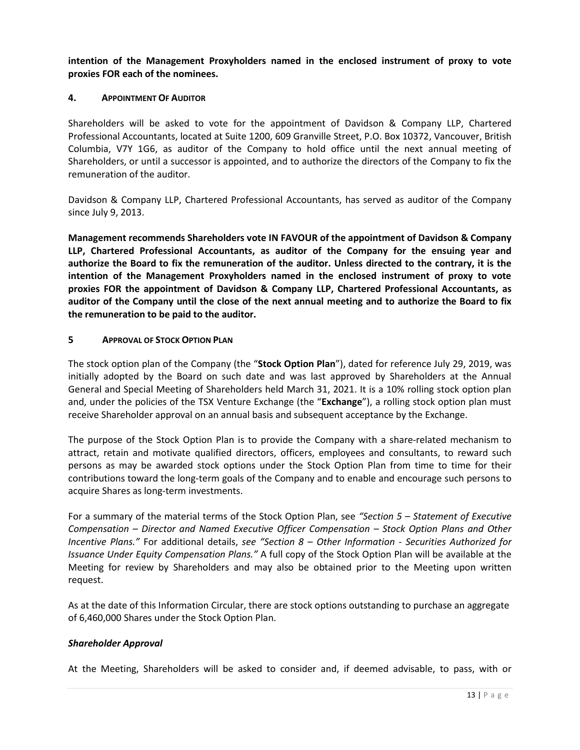**intention of the Management Proxyholders named in the enclosed instrument of proxy to vote proxies FOR each of the nominees.**

## 4. APPOINTMENT OF AUDITOR

Shareholders will be asked to vote for the appointment of Davidson & Company LLP, Chartered Professional Accountants, located at Suite 1200, 609 Granville Street, P.O. Box 10372, Vancouver, British Columbia, V7Y 1G6, as auditor of the Company to hold office until the next annual meeting of Shareholders, or until a successor is appointed, and to authorize the directors of the Company to fix the remuneration of the auditor.

Davidson & Company LLP, Chartered Professional Accountants, has served as auditor of the Company since July 9, 2013.

**Management recommends Shareholders vote IN FAVOUR of the appointment of Davidson & Company LLP, Chartered Professional Accountants, as auditor of the Company for the ensuing year and authorize the Board to fix the remuneration of the auditor. Unless directed to the contrary, it is the intention of the Management Proxyholders named in the enclosed instrument of proxy to vote proxies FOR the appointment of Davidson & Company LLP, Chartered Professional Accountants, as auditor of the Company until the close of the next annual meeting and to authorize the Board to fix the remuneration to be paid to the auditor.**

## 5 APPROVAL OF STOCK OPTION PLAN

The stock option plan of the Company (the "**Stock Option Plan**"), dated for reference July 29, 2019, was initially adopted by the Board on such date and was last approved by Shareholders at the Annual General and Special Meeting of Shareholders held March 31, 2021. It is a 10% rolling stock option plan and, under the policies of the TSX Venture Exchange (the "**Exchange**"), a rolling stock option plan must receive Shareholder approval on an annual basis and subsequent acceptance by the Exchange.

The purpose of the Stock Option Plan is to provide the Company with a share-related mechanism to attract, retain and motivate qualified directors, officers, employees and consultants, to reward such persons as may be awarded stock options under the Stock Option Plan from time to time for their contributions toward the long-term goals of the Company and to enable and encourage such persons to acquire Shares as long-term investments.

For a summary of the material terms of the Stock Option Plan, see *"Section 5 – Statement of Executive Compensation – Director and Named Executive Officer Compensation – Stock Option Plans and Other Incentive Plans."* For additional details, *see "Section 8 – Other Information - Securities Authorized for Issuance Under Equity Compensation Plans."* A full copy of the Stock Option Plan will be available at the Meeting for review by Shareholders and may also be obtained prior to the Meeting upon written request.

As at the date of this Information Circular, there are stock options outstanding to purchase an aggregate of 6,460,000 Shares under the Stock Option Plan.

### *Shareholder Approval*

At the Meeting, Shareholders will be asked to consider and, if deemed advisable, to pass, with or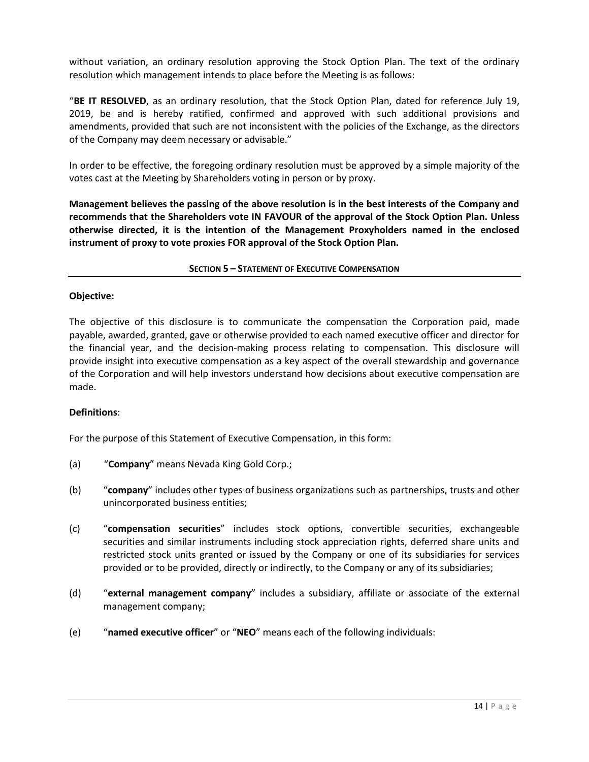without variation, an ordinary resolution approving the Stock Option Plan. The text of the ordinary resolution which management intends to place before the Meeting is as follows:

"**BE IT RESOLVED**, as an ordinary resolution, that the Stock Option Plan, dated for reference July 19, 2019, be and is hereby ratified, confirmed and approved with such additional provisions and amendments, provided that such are not inconsistent with the policies of the Exchange, as the directors of the Company may deem necessary or advisable."

In order to be effective, the foregoing ordinary resolution must be approved by a simple majority of the votes cast at the Meeting by Shareholders voting in person or by proxy.

**Management believes the passing of the above resolution is in the best interests of the Company and recommends that the Shareholders vote IN FAVOUR of the approval of the Stock Option Plan. Unless otherwise directed, it is the intention of the Management Proxyholders named in the enclosed instrument of proxy to vote proxies FOR approval of the Stock Option Plan.**

## SECTION 5 – STATEMENT OF EXECUTIVE COMPENSATION

**Objective:**

The objective of this disclosure is to communicate the compensation the Corporation paid, made payable, awarded, granted, gave or otherwise provided to each named executive officer and director for the financial year, and the decision-making process relating to compensation. This disclosure will provide insight into executive compensation as a key aspect of the overall stewardship and governance of the Corporation and will help investors understand how decisions about executive compensation are made.

**Definitions**:

For the purpose of this Statement of Executive Compensation, in this form:

(a) "**Company**" means Nevada King Gold Corp.;

(b) "**company**" includes other types of business organizations such as partnerships, trusts and other unincorporated business entities;

(c) "**compensation securities**" includes stock options, convertible securities, exchangeable securities and similar instruments including stock appreciation rights, deferred share units and restricted stock units granted or issued by the Company or one of its subsidiaries for services provided or to be provided, directly or indirectly, to the Company or any of its subsidiaries;

(d) "**external management company**" includes a subsidiary, affiliate or associate of the external management company;

(e) "**named executive officer**" or "**NEO**" means each of the following individuals: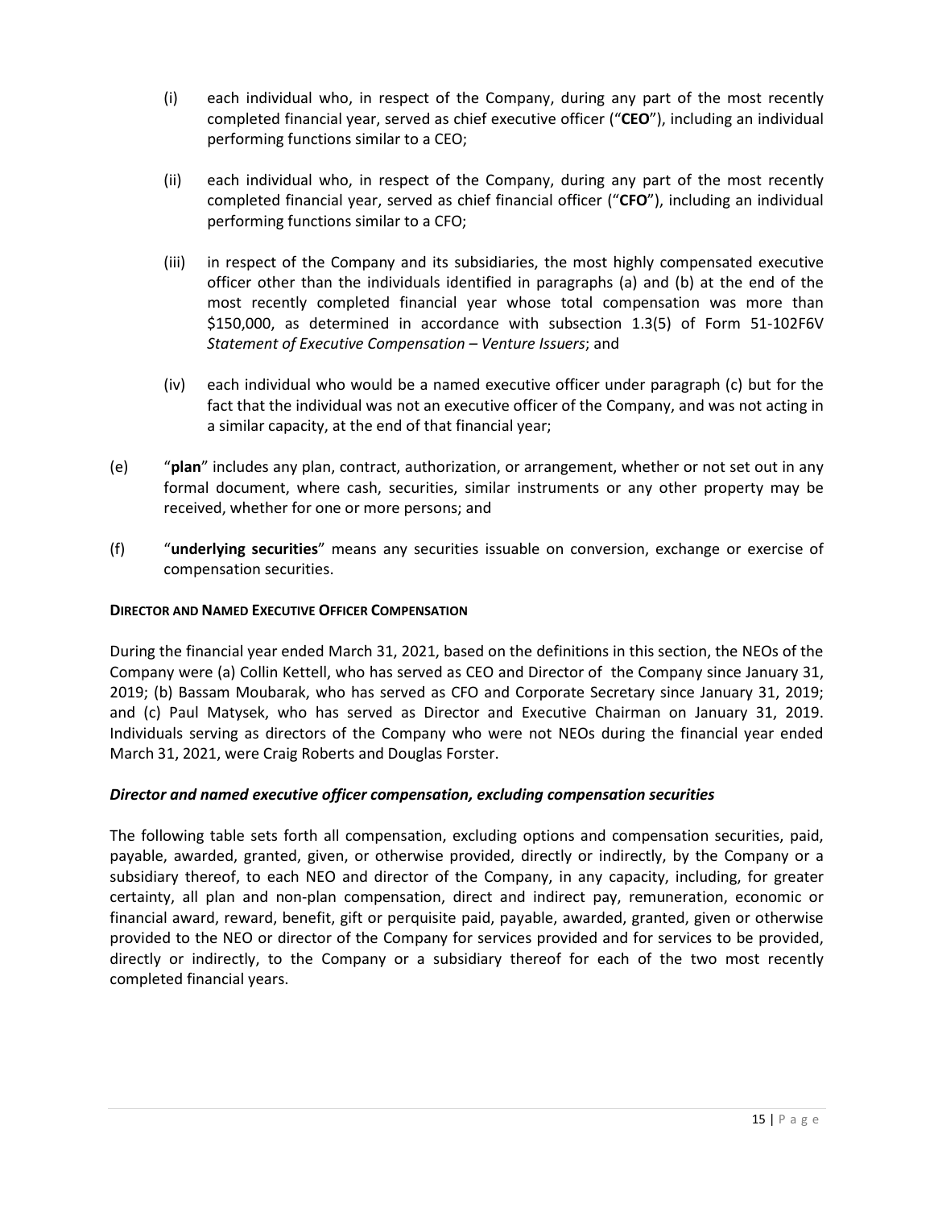(i) each individual who, in respect of the Company, during any part of the most recently completed financial year, served as chief executive officer ("**CEO**"), including an individual performing functions similar to a CEO;

(ii) each individual who, in respect of the Company, during any part of the most recently completed financial year, served as chief financial officer ("**CFO**"), including an individual performing functions similar to a CFO;

(iii) in respect of the Company and its subsidiaries, the most highly compensated executive officer other than the individuals identified in paragraphs (a) and (b) at the end of the most recently completed financial year whose total compensation was more than $150,000, as determined in accordance with subsection 1.3(5) of Form 51-102F6V *Statement of Executive Compensation – Venture Issuers*; and

(iv) each individual who would be a named executive officer under paragraph (c) but for the fact that the individual was not an executive officer of the Company, and was not acting in a similar capacity, at the end of that financial year;

(e) "**plan**" includes any plan, contract, authorization, or arrangement, whether or not set out in any formal document, where cash, securities, similar instruments or any other property may be received, whether for one or more persons; and

(f) "**underlying securities**" means any securities issuable on conversion, exchange or exercise of compensation securities.

**DIRECTOR AND NAMED EXECUTIVE OFFICER COMPENSATION**

During the financial year ended March 31, 2021, based on the definitions in this section, the NEOs of the Company were (a) Collin Kettell, who has served as CEO and Director of the Company since January 31, 2019; (b) Bassam Moubarak, who has served as CFO and Corporate Secretary since January 31, 2019; and (c) Paul Matysek, who has served as Director and Executive Chairman on January 31, 2019. Individuals serving as directors of the Company who were not NEOs during the financial year ended March 31, 2021, were Craig Roberts and Douglas Forster.

***Director and named executive officer compensation, excluding compensation securities***

The following table sets forth all compensation, excluding options and compensation securities, paid, payable, awarded, granted, given, or otherwise provided, directly or indirectly, by the Company or a subsidiary thereof, to each NEO and director of the Company, in any capacity, including, for greater certainty, all plan and non-plan compensation, direct and indirect pay, remuneration, economic or financial award, reward, benefit, gift or perquisite paid, payable, awarded, granted, given or otherwise provided to the NEO or director of the Company for services provided and for services to be provided, directly or indirectly, to the Company or a subsidiary thereof for each of the two most recently completed financial years.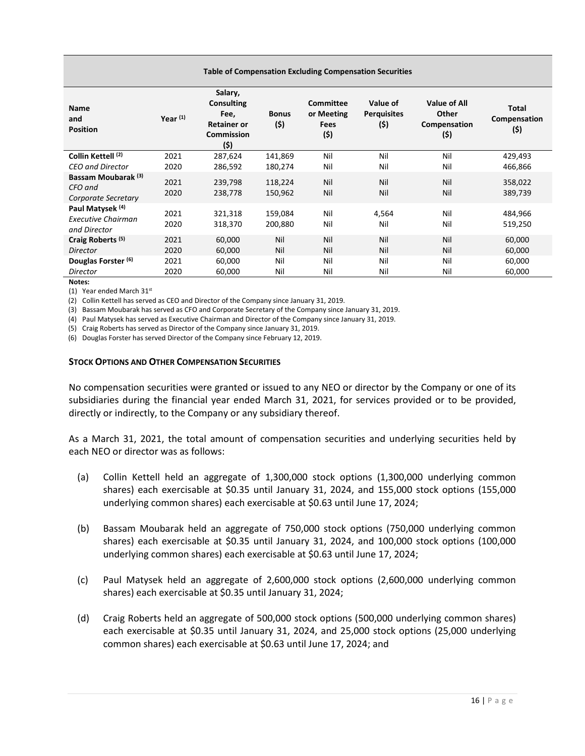| Table of Compensation Excluding Compensation Securities | | | | | | | |
|---|---|---|---|---|---|---|---|
| **Name and Position** | **Year [(1)]** | **Salary, Consulting Fee, Retainer or Commission ($)** | **Bonus ($)** | **Committee or Meeting Fees ($)** | **Value of Perquisites ($)** | **Value of All Other Compensation ($)** | **Total Compensation ($)** |
| **Collin Kettell [(2)]** | 2021 | 287,624 | 141,869 | Nil | Nil | Nil | 429,493 |
| *CEO and Director* | 2020 | 286,592 | 180,274 | Nil | Nil | Nil | 466,866 |
| **Bassam Moubarak [(3)]** *CFO and* | 2021 | 239,798 | 118,224 | Nil | Nil | Nil | 358,022 |
| *Corporate Secretary* | 2020 | 238,778 | 150,962 | Nil | Nil | Nil | 389,739 |
| **Paul Matysek [(4)]** *Executive Chairman* | 2021 | 321,318 | 159,084 | Nil | 4,564 | Nil | 484,966 |
| *and Director* | 2020 | 318,370 | 200,880 | Nil | Nil | Nil | 519,250 |
| **Craig Roberts [(5)]** | 2021 | 60,000 | Nil | Nil | Nil | Nil | 60,000 |
| *Director* | 2020 | 60,000 | Nil | Nil | Nil | Nil | 60,000 |
| **Douglas Forster [(6)]** | 2021 | 60,000 | Nil | Nil | Nil | Nil | 60,000 |
| *Director* | 2020 | 60,000 | Nil | Nil | Nil | Nil | 60,000 |

**Notes:**

(1) Year ended March 31st

(2) Collin Kettell has served as CEO and Director of the Company since January 31, 2019.

(3) Bassam Moubarak has served as CFO and Corporate Secretary of the Company since January 31, 2019.

(4) Paul Matysek has served as Executive Chairman and Director of the Company since January 31, 2019.

(5) Craig Roberts has served as Director of the Company since January 31, 2019.

(6) Douglas Forster has served Director of the Company since February 12, 2019.

**STOCK OPTIONS AND OTHER COMPENSATION SECURITIES**

No compensation securities were granted or issued to any NEO or director by the Company or one of its subsidiaries during the financial year ended March 31, 2021, for services provided or to be provided, directly or indirectly, to the Company or any subsidiary thereof.

As a March 31, 2021, the total amount of compensation securities and underlying securities held by each NEO or director was as follows:

(a) Collin Kettell held an aggregate of 1,300,000 stock options (1,300,000 underlying common shares) each exercisable at $0.35 until January 31, 2024, and 155,000 stock options (155,000 underlying common shares) each exercisable at $0.63 until June 17, 2024;

(b) Bassam Moubarak held an aggregate of 750,000 stock options (750,000 underlying common shares) each exercisable at $0.35 until January 31, 2024, and 100,000 stock options (100,000 underlying common shares) each exercisable at $0.63 until June 17, 2024;

(c) Paul Matysek held an aggregate of 2,600,000 stock options (2,600,000 underlying common shares) each exercisable at $0.35 until January 31, 2024;

(d) Craig Roberts held an aggregate of 500,000 stock options (500,000 underlying common shares) each exercisable at $0.35 until January 31, 2024, and 25,000 stock options (25,000 underlying common shares) each exercisable at $0.63 until June 17, 2024; and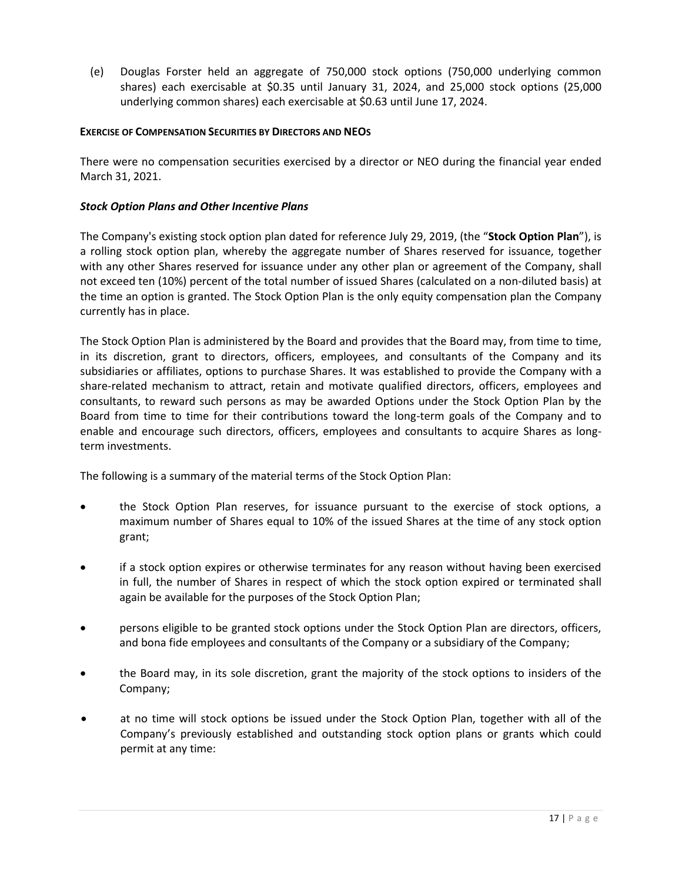(e) Douglas Forster held an aggregate of 750,000 stock options (750,000 underlying common shares) each exercisable at $0.35 until January 31, 2024, and 25,000 stock options (25,000 underlying common shares) each exercisable at $0.63 until June 17, 2024.

**EXERCISE OF COMPENSATION SECURITIES BY DIRECTORS AND NEOS**

There were no compensation securities exercised by a director or NEO during the financial year ended March 31, 2021.

***Stock Option Plans and Other Incentive Plans***

The Company's existing stock option plan dated for reference July 29, 2019, (the "**Stock Option Plan**"), is a rolling stock option plan, whereby the aggregate number of Shares reserved for issuance, together with any other Shares reserved for issuance under any other plan or agreement of the Company, shall not exceed ten (10%) percent of the total number of issued Shares (calculated on a non-diluted basis) at the time an option is granted. The Stock Option Plan is the only equity compensation plan the Company currently has in place.

The Stock Option Plan is administered by the Board and provides that the Board may, from time to time, in its discretion, grant to directors, officers, employees, and consultants of the Company and its subsidiaries or affiliates, options to purchase Shares. It was established to provide the Company with a share-related mechanism to attract, retain and motivate qualified directors, officers, employees and consultants, to reward such persons as may be awarded Options under the Stock Option Plan by the Board from time to time for their contributions toward the long-term goals of the Company and to enable and encourage such directors, officers, employees and consultants to acquire Shares as long-term investments.

The following is a summary of the material terms of the Stock Option Plan:

- the Stock Option Plan reserves, for issuance pursuant to the exercise of stock options, a maximum number of Shares equal to 10% of the issued Shares at the time of any stock option grant;
- if a stock option expires or otherwise terminates for any reason without having been exercised in full, the number of Shares in respect of which the stock option expired or terminated shall again be available for the purposes of the Stock Option Plan;
- persons eligible to be granted stock options under the Stock Option Plan are directors, officers, and bona fide employees and consultants of the Company or a subsidiary of the Company;
- the Board may, in its sole discretion, grant the majority of the stock options to insiders of the Company;
- at no time will stock options be issued under the Stock Option Plan, together with all of the Company's previously established and outstanding stock option plans or grants which could permit at any time: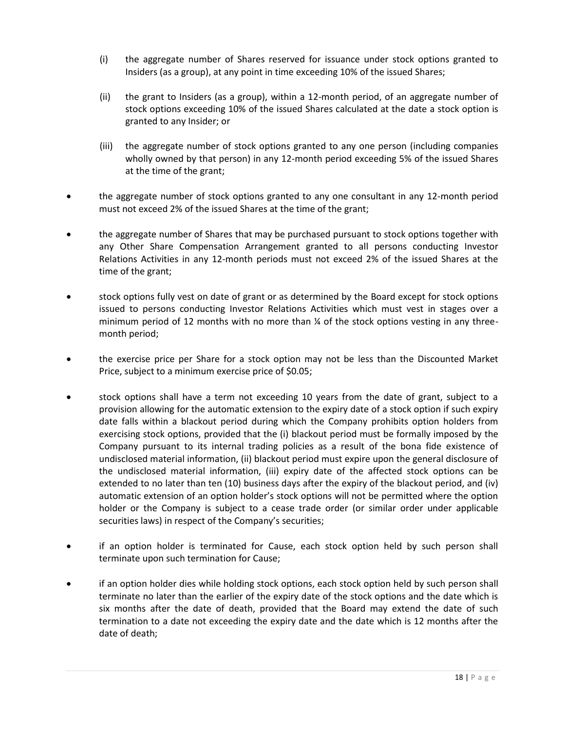(i) the aggregate number of Shares reserved for issuance under stock options granted to Insiders (as a group), at any point in time exceeding 10% of the issued Shares;

(ii) the grant to Insiders (as a group), within a 12-month period, of an aggregate number of stock options exceeding 10% of the issued Shares calculated at the date a stock option is granted to any Insider; or

(iii) the aggregate number of stock options granted to any one person (including companies wholly owned by that person) in any 12-month period exceeding 5% of the issued Shares at the time of the grant;

- the aggregate number of stock options granted to any one consultant in any 12-month period must not exceed 2% of the issued Shares at the time of the grant;
- the aggregate number of Shares that may be purchased pursuant to stock options together with any Other Share Compensation Arrangement granted to all persons conducting Investor Relations Activities in any 12-month periods must not exceed 2% of the issued Shares at the time of the grant;
- stock options fully vest on date of grant or as determined by the Board except for stock options issued to persons conducting Investor Relations Activities which must vest in stages over a minimum period of 12 months with no more than ¼ of the stock options vesting in any three-month period;
- the exercise price per Share for a stock option may not be less than the Discounted Market Price, subject to a minimum exercise price of $0.05;
- stock options shall have a term not exceeding 10 years from the date of grant, subject to a provision allowing for the automatic extension to the expiry date of a stock option if such expiry date falls within a blackout period during which the Company prohibits option holders from exercising stock options, provided that the (i) blackout period must be formally imposed by the Company pursuant to its internal trading policies as a result of the bona fide existence of undisclosed material information, (ii) blackout period must expire upon the general disclosure of the undisclosed material information, (iii) expiry date of the affected stock options can be extended to no later than ten (10) business days after the expiry of the blackout period, and (iv) automatic extension of an option holder's stock options will not be permitted where the option holder or the Company is subject to a cease trade order (or similar order under applicable securities laws) in respect of the Company's securities;
- if an option holder is terminated for Cause, each stock option held by such person shall terminate upon such termination for Cause;
- if an option holder dies while holding stock options, each stock option held by such person shall terminate no later than the earlier of the expiry date of the stock options and the date which is six months after the date of death, provided that the Board may extend the date of such termination to a date not exceeding the expiry date and the date which is 12 months after the date of death;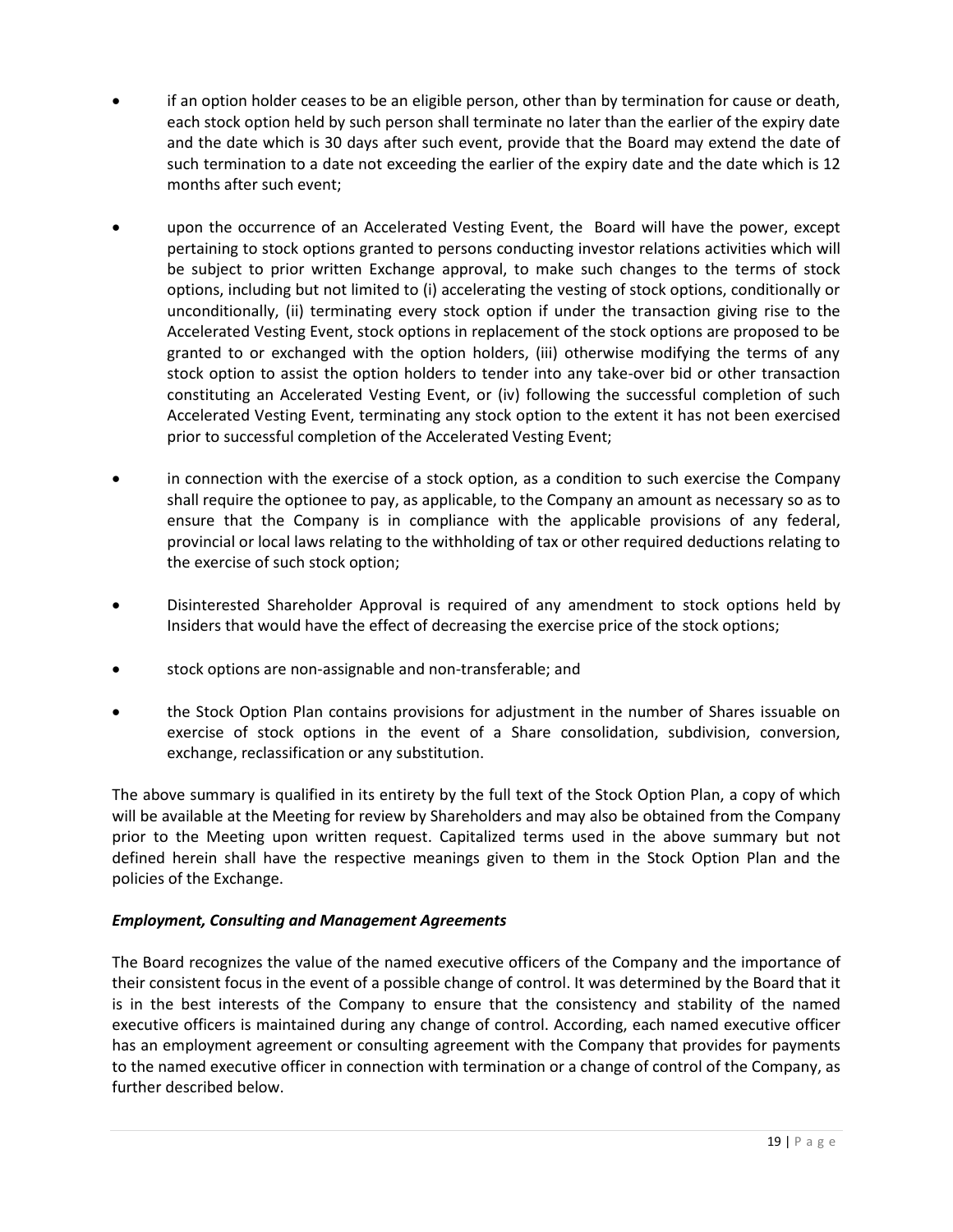- if an option holder ceases to be an eligible person, other than by termination for cause or death, each stock option held by such person shall terminate no later than the earlier of the expiry date and the date which is 30 days after such event, provide that the Board may extend the date of such termination to a date not exceeding the earlier of the expiry date and the date which is 12 months after such event;

- upon the occurrence of an Accelerated Vesting Event, the Board will have the power, except pertaining to stock options granted to persons conducting investor relations activities which will be subject to prior written Exchange approval, to make such changes to the terms of stock options, including but not limited to (i) accelerating the vesting of stock options, conditionally or unconditionally, (ii) terminating every stock option if under the transaction giving rise to the Accelerated Vesting Event, stock options in replacement of the stock options are proposed to be granted to or exchanged with the option holders, (iii) otherwise modifying the terms of any stock option to assist the option holders to tender into any take-over bid or other transaction constituting an Accelerated Vesting Event, or (iv) following the successful completion of such Accelerated Vesting Event, terminating any stock option to the extent it has not been exercised prior to successful completion of the Accelerated Vesting Event;

- in connection with the exercise of a stock option, as a condition to such exercise the Company shall require the optionee to pay, as applicable, to the Company an amount as necessary so as to ensure that the Company is in compliance with the applicable provisions of any federal, provincial or local laws relating to the withholding of tax or other required deductions relating to the exercise of such stock option;

- Disinterested Shareholder Approval is required of any amendment to stock options held by Insiders that would have the effect of decreasing the exercise price of the stock options;

- stock options are non-assignable and non-transferable; and

- the Stock Option Plan contains provisions for adjustment in the number of Shares issuable on exercise of stock options in the event of a Share consolidation, subdivision, conversion, exchange, reclassification or any substitution.

The above summary is qualified in its entirety by the full text of the Stock Option Plan, a copy of which will be available at the Meeting for review by Shareholders and may also be obtained from the Company prior to the Meeting upon written request. Capitalized terms used in the above summary but not defined herein shall have the respective meanings given to them in the Stock Option Plan and the policies of the Exchange.

### *Employment, Consulting and Management Agreements*

The Board recognizes the value of the named executive officers of the Company and the importance of their consistent focus in the event of a possible change of control. It was determined by the Board that it is in the best interests of the Company to ensure that the consistency and stability of the named executive officers is maintained during any change of control. According, each named executive officer has an employment agreement or consulting agreement with the Company that provides for payments to the named executive officer in connection with termination or a change of control of the Company, as further described below.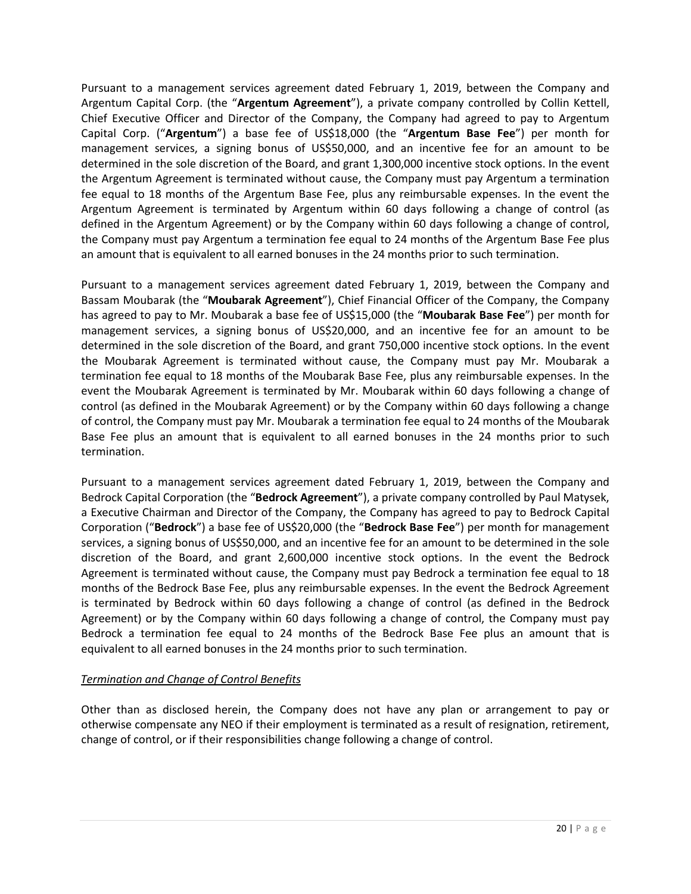Pursuant to a management services agreement dated February 1, 2019, between the Company and Argentum Capital Corp. (the "**Argentum Agreement**"), a private company controlled by Collin Kettell, Chief Executive Officer and Director of the Company, the Company had agreed to pay to Argentum Capital Corp. ("**Argentum**") a base fee of US$18,000 (the "**Argentum Base Fee**") per month for management services, a signing bonus of US$50,000, and an incentive fee for an amount to be determined in the sole discretion of the Board, and grant 1,300,000 incentive stock options. In the event the Argentum Agreement is terminated without cause, the Company must pay Argentum a termination fee equal to 18 months of the Argentum Base Fee, plus any reimbursable expenses. In the event the Argentum Agreement is terminated by Argentum within 60 days following a change of control (as defined in the Argentum Agreement) or by the Company within 60 days following a change of control, the Company must pay Argentum a termination fee equal to 24 months of the Argentum Base Fee plus an amount that is equivalent to all earned bonuses in the 24 months prior to such termination.

Pursuant to a management services agreement dated February 1, 2019, between the Company and Bassam Moubarak (the "**Moubarak Agreement**"), Chief Financial Officer of the Company, the Company has agreed to pay to Mr. Moubarak a base fee of US$15,000 (the "**Moubarak Base Fee**") per month for management services, a signing bonus of US$20,000, and an incentive fee for an amount to be determined in the sole discretion of the Board, and grant 750,000 incentive stock options. In the event the Moubarak Agreement is terminated without cause, the Company must pay Mr. Moubarak a termination fee equal to 18 months of the Moubarak Base Fee, plus any reimbursable expenses. In the event the Moubarak Agreement is terminated by Mr. Moubarak within 60 days following a change of control (as defined in the Moubarak Agreement) or by the Company within 60 days following a change of control, the Company must pay Mr. Moubarak a termination fee equal to 24 months of the Moubarak Base Fee plus an amount that is equivalent to all earned bonuses in the 24 months prior to such termination.

Pursuant to a management services agreement dated February 1, 2019, between the Company and Bedrock Capital Corporation (the "**Bedrock Agreement**"), a private company controlled by Paul Matysek, a Executive Chairman and Director of the Company, the Company has agreed to pay to Bedrock Capital Corporation ("**Bedrock**") a base fee of US$20,000 (the "**Bedrock Base Fee**") per month for management services, a signing bonus of US$50,000, and an incentive fee for an amount to be determined in the sole discretion of the Board, and grant 2,600,000 incentive stock options. In the event the Bedrock Agreement is terminated without cause, the Company must pay Bedrock a termination fee equal to 18 months of the Bedrock Base Fee, plus any reimbursable expenses. In the event the Bedrock Agreement is terminated by Bedrock within 60 days following a change of control (as defined in the Bedrock Agreement) or by the Company within 60 days following a change of control, the Company must pay Bedrock a termination fee equal to 24 months of the Bedrock Base Fee plus an amount that is equivalent to all earned bonuses in the 24 months prior to such termination.

*Termination and Change of Control Benefits*

Other than as disclosed herein, the Company does not have any plan or arrangement to pay or otherwise compensate any NEO if their employment is terminated as a result of resignation, retirement, change of control, or if their responsibilities change following a change of control.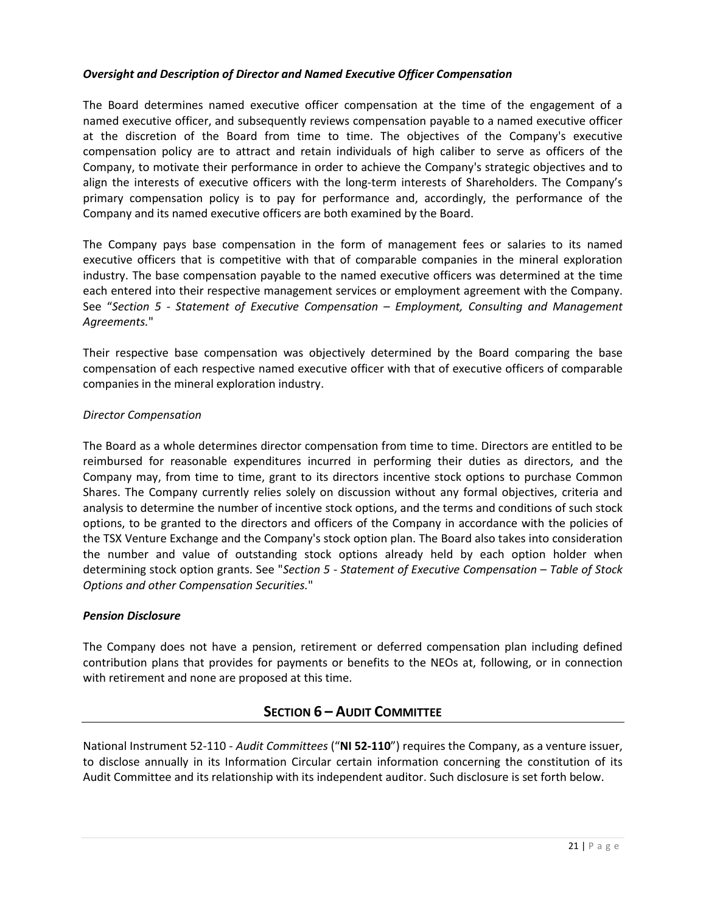***Oversight and Description of Director and Named Executive Officer Compensation***

The Board determines named executive officer compensation at the time of the engagement of a named executive officer, and subsequently reviews compensation payable to a named executive officer at the discretion of the Board from time to time. The objectives of the Company's executive compensation policy are to attract and retain individuals of high caliber to serve as officers of the Company, to motivate their performance in order to achieve the Company's strategic objectives and to align the interests of executive officers with the long-term interests of Shareholders. The Company's primary compensation policy is to pay for performance and, accordingly, the performance of the Company and its named executive officers are both examined by the Board.

The Company pays base compensation in the form of management fees or salaries to its named executive officers that is competitive with that of comparable companies in the mineral exploration industry. The base compensation payable to the named executive officers was determined at the time each entered into their respective management services or employment agreement with the Company. See "*Section 5 - Statement of Executive Compensation – Employment, Consulting and Management Agreements.*"

Their respective base compensation was objectively determined by the Board comparing the base compensation of each respective named executive officer with that of executive officers of comparable companies in the mineral exploration industry.

*Director Compensation*

The Board as a whole determines director compensation from time to time. Directors are entitled to be reimbursed for reasonable expenditures incurred in performing their duties as directors, and the Company may, from time to time, grant to its directors incentive stock options to purchase Common Shares. The Company currently relies solely on discussion without any formal objectives, criteria and analysis to determine the number of incentive stock options, and the terms and conditions of such stock options, to be granted to the directors and officers of the Company in accordance with the policies of the TSX Venture Exchange and the Company's stock option plan. The Board also takes into consideration the number and value of outstanding stock options already held by each option holder when determining stock option grants. See "*Section 5 - Statement of Executive Compensation – Table of Stock Options and other Compensation Securities.*"

***Pension Disclosure***

The Company does not have a pension, retirement or deferred compensation plan including defined contribution plans that provides for payments or benefits to the NEOs at, following, or in connection with retirement and none are proposed at this time.

## SECTION 6 – AUDIT COMMITTEE

National Instrument 52-110 - *Audit Committees* ("**NI 52-110**") requires the Company, as a venture issuer, to disclose annually in its Information Circular certain information concerning the constitution of its Audit Committee and its relationship with its independent auditor. Such disclosure is set forth below.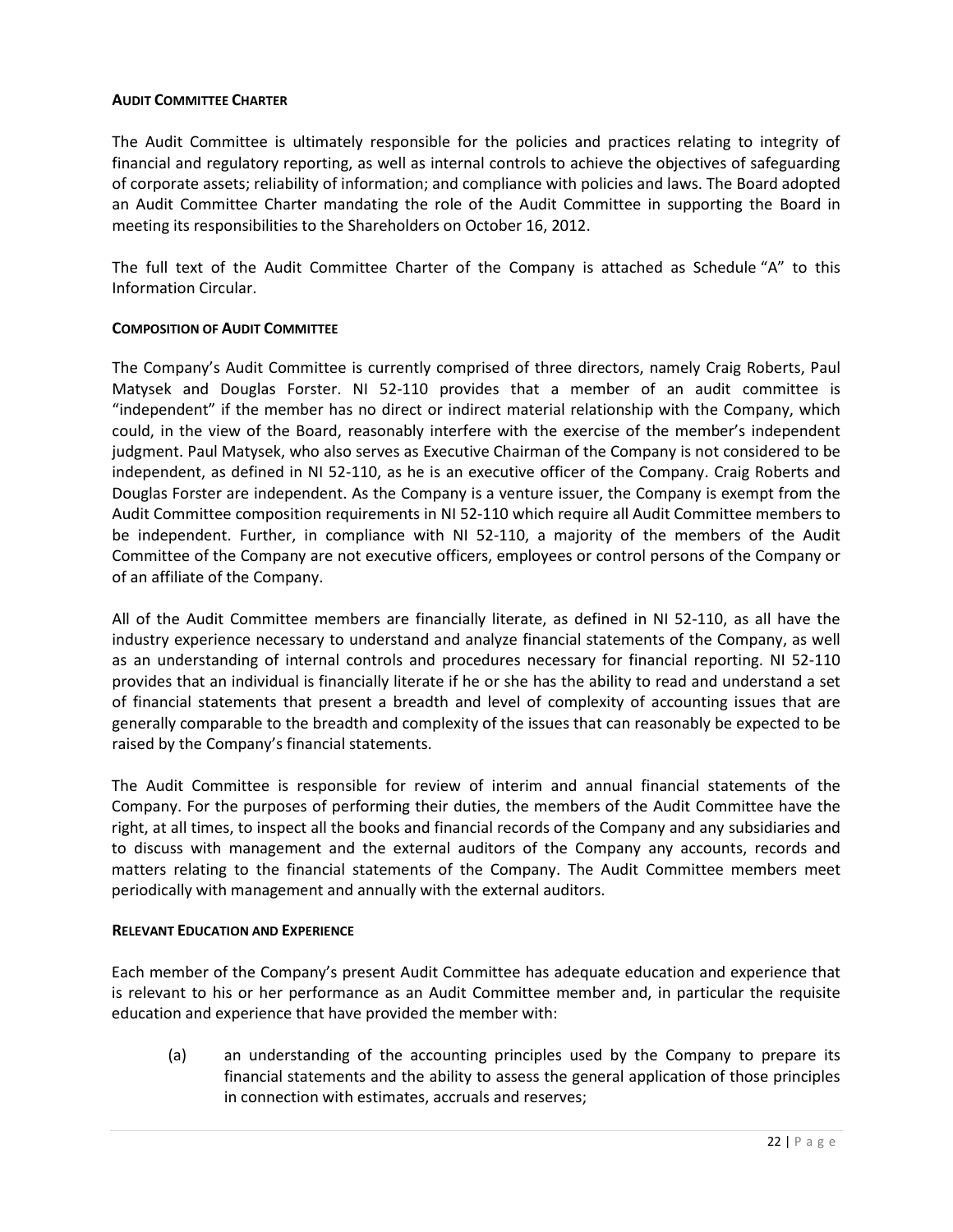**AUDIT COMMITTEE CHARTER**

The Audit Committee is ultimately responsible for the policies and practices relating to integrity of financial and regulatory reporting, as well as internal controls to achieve the objectives of safeguarding of corporate assets; reliability of information; and compliance with policies and laws. The Board adopted an Audit Committee Charter mandating the role of the Audit Committee in supporting the Board in meeting its responsibilities to the Shareholders on October 16, 2012.

The full text of the Audit Committee Charter of the Company is attached as Schedule "A" to this Information Circular.

**COMPOSITION OF AUDIT COMMITTEE**

The Company's Audit Committee is currently comprised of three directors, namely Craig Roberts, Paul Matysek and Douglas Forster. NI 52-110 provides that a member of an audit committee is "independent" if the member has no direct or indirect material relationship with the Company, which could, in the view of the Board, reasonably interfere with the exercise of the member's independent judgment. Paul Matysek, who also serves as Executive Chairman of the Company is not considered to be independent, as defined in NI 52-110, as he is an executive officer of the Company. Craig Roberts and Douglas Forster are independent. As the Company is a venture issuer, the Company is exempt from the Audit Committee composition requirements in NI 52-110 which require all Audit Committee members to be independent. Further, in compliance with NI 52-110, a majority of the members of the Audit Committee of the Company are not executive officers, employees or control persons of the Company or of an affiliate of the Company.

All of the Audit Committee members are financially literate, as defined in NI 52-110, as all have the industry experience necessary to understand and analyze financial statements of the Company, as well as an understanding of internal controls and procedures necessary for financial reporting. NI 52-110 provides that an individual is financially literate if he or she has the ability to read and understand a set of financial statements that present a breadth and level of complexity of accounting issues that are generally comparable to the breadth and complexity of the issues that can reasonably be expected to be raised by the Company's financial statements.

The Audit Committee is responsible for review of interim and annual financial statements of the Company. For the purposes of performing their duties, the members of the Audit Committee have the right, at all times, to inspect all the books and financial records of the Company and any subsidiaries and to discuss with management and the external auditors of the Company any accounts, records and matters relating to the financial statements of the Company. The Audit Committee members meet periodically with management and annually with the external auditors.

**RELEVANT EDUCATION AND EXPERIENCE**

Each member of the Company's present Audit Committee has adequate education and experience that is relevant to his or her performance as an Audit Committee member and, in particular the requisite education and experience that have provided the member with:

(a) an understanding of the accounting principles used by the Company to prepare its financial statements and the ability to assess the general application of those principles in connection with estimates, accruals and reserves;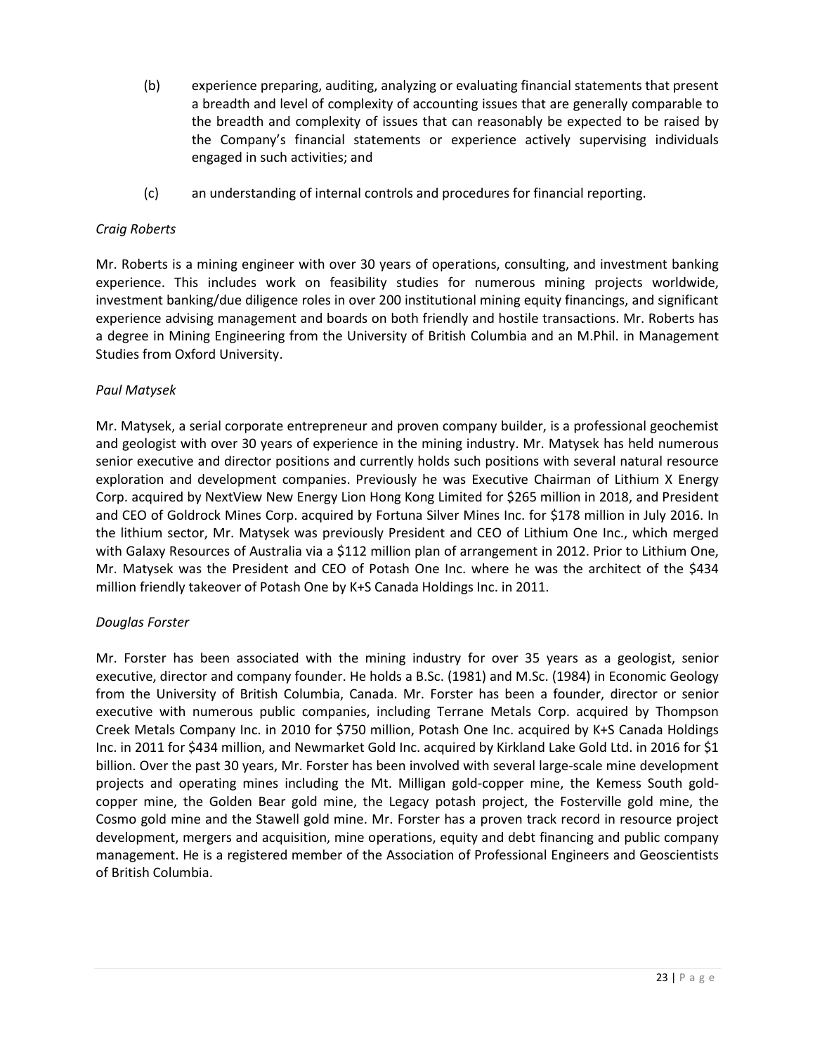(b) experience preparing, auditing, analyzing or evaluating financial statements that present a breadth and level of complexity of accounting issues that are generally comparable to the breadth and complexity of issues that can reasonably be expected to be raised by the Company's financial statements or experience actively supervising individuals engaged in such activities; and

(c) an understanding of internal controls and procedures for financial reporting.

*Craig Roberts*

Mr. Roberts is a mining engineer with over 30 years of operations, consulting, and investment banking experience. This includes work on feasibility studies for numerous mining projects worldwide, investment banking/due diligence roles in over 200 institutional mining equity financings, and significant experience advising management and boards on both friendly and hostile transactions. Mr. Roberts has a degree in Mining Engineering from the University of British Columbia and an M.Phil. in Management Studies from Oxford University.

*Paul Matysek*

Mr. Matysek, a serial corporate entrepreneur and proven company builder, is a professional geochemist and geologist with over 30 years of experience in the mining industry. Mr. Matysek has held numerous senior executive and director positions and currently holds such positions with several natural resource exploration and development companies. Previously he was Executive Chairman of Lithium X Energy Corp. acquired by NextView New Energy Lion Hong Kong Limited for $265 million in 2018, and President and CEO of Goldrock Mines Corp. acquired by Fortuna Silver Mines Inc. for $178 million in July 2016. In the lithium sector, Mr. Matysek was previously President and CEO of Lithium One Inc., which merged with Galaxy Resources of Australia via a $112 million plan of arrangement in 2012. Prior to Lithium One, Mr. Matysek was the President and CEO of Potash One Inc. where he was the architect of the $434 million friendly takeover of Potash One by K+S Canada Holdings Inc. in 2011.

*Douglas Forster*

Mr. Forster has been associated with the mining industry for over 35 years as a geologist, senior executive, director and company founder. He holds a B.Sc. (1981) and M.Sc. (1984) in Economic Geology from the University of British Columbia, Canada. Mr. Forster has been a founder, director or senior executive with numerous public companies, including Terrane Metals Corp. acquired by Thompson Creek Metals Company Inc. in 2010 for $750 million, Potash One Inc. acquired by K+S Canada Holdings Inc. in 2011 for $434 million, and Newmarket Gold Inc. acquired by Kirkland Lake Gold Ltd. in 2016 for $1 billion. Over the past 30 years, Mr. Forster has been involved with several large-scale mine development projects and operating mines including the Mt. Milligan gold-copper mine, the Kemess South gold-copper mine, the Golden Bear gold mine, the Legacy potash project, the Fosterville gold mine, the Cosmo gold mine and the Stawell gold mine. Mr. Forster has a proven track record in resource project development, mergers and acquisition, mine operations, equity and debt financing and public company management. He is a registered member of the Association of Professional Engineers and Geoscientists of British Columbia.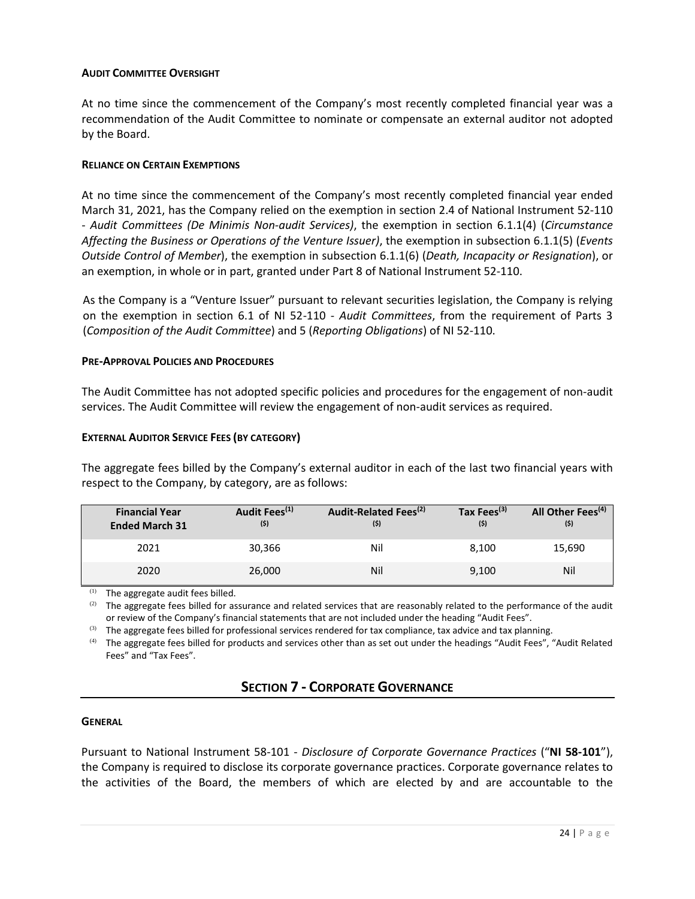#### AUDIT COMMITTEE OVERSIGHT

At no time since the commencement of the Company's most recently completed financial year was a recommendation of the Audit Committee to nominate or compensate an external auditor not adopted by the Board.

#### RELIANCE ON CERTAIN EXEMPTIONS

At no time since the commencement of the Company's most recently completed financial year ended March 31, 2021, has the Company relied on the exemption in section 2.4 of National Instrument 52-110 - *Audit Committees (De Minimis Non-audit Services)*, the exemption in section 6.1.1(4) (*Circumstance Affecting the Business or Operations of the Venture Issuer)*, the exemption in subsection 6.1.1(5) (*Events Outside Control of Member*), the exemption in subsection 6.1.1(6) (*Death, Incapacity or Resignation*), or an exemption, in whole or in part, granted under Part 8 of National Instrument 52-110.

As the Company is a "Venture Issuer" pursuant to relevant securities legislation, the Company is relying on the exemption in section 6.1 of NI 52-110 - *Audit Committees*, from the requirement of Parts 3 (*Composition of the Audit Committee*) and 5 (*Reporting Obligations*) of NI 52-110.

#### PRE-APPROVAL POLICIES AND PROCEDURES

The Audit Committee has not adopted specific policies and procedures for the engagement of non-audit services. The Audit Committee will review the engagement of non-audit services as required.

#### EXTERNAL AUDITOR SERVICE FEES (BY CATEGORY)

The aggregate fees billed by the Company's external auditor in each of the last two financial years with respect to the Company, by category, are as follows:

| Financial Year Ended March 31 | Audit Fees[(1)] ($) | Audit-Related Fees[(2)] ($) | Tax Fees[(3)] ($) | All Other Fees[(4)] ($) |
|---|---|---|---|---|
| 2021 | 30,366 | Nil | 8,100 | 15,690 |
| 2020 | 26,000 | Nil | 9,100 | Nil |

(1) The aggregate audit fees billed.

(2) The aggregate fees billed for assurance and related services that are reasonably related to the performance of the audit or review of the Company's financial statements that are not included under the heading "Audit Fees".

(3) The aggregate fees billed for professional services rendered for tax compliance, tax advice and tax planning.

(4) The aggregate fees billed for products and services other than as set out under the headings "Audit Fees", "Audit Related Fees" and "Tax Fees".

## SECTION 7 - CORPORATE GOVERNANCE

#### GENERAL

Pursuant to National Instrument 58-101 - *Disclosure of Corporate Governance Practices* ("**NI 58-101**"), the Company is required to disclose its corporate governance practices. Corporate governance relates to the activities of the Board, the members of which are elected by and are accountable to the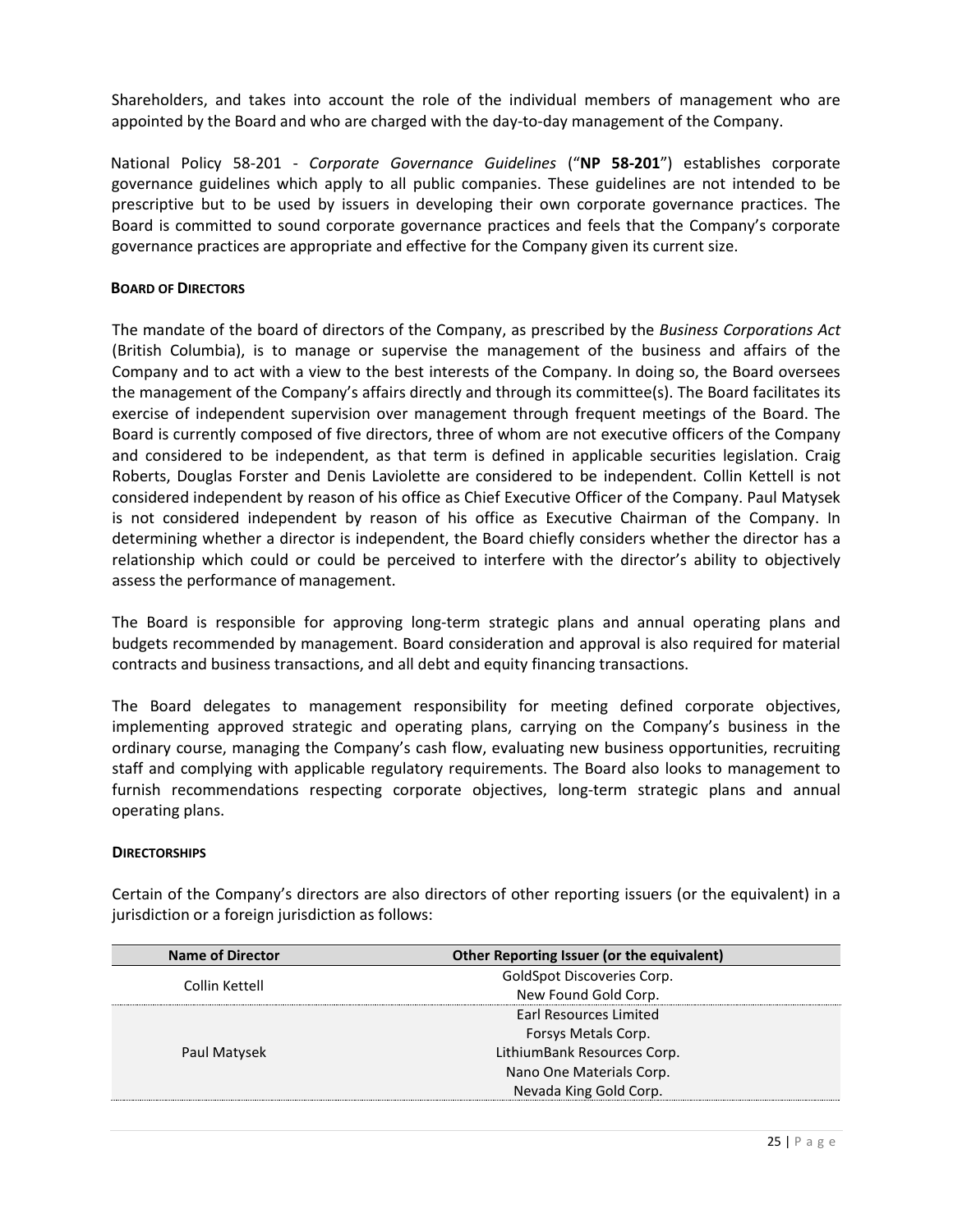Shareholders, and takes into account the role of the individual members of management who are appointed by the Board and who are charged with the day-to-day management of the Company.

National Policy 58-201 - *Corporate Governance Guidelines* ("**NP 58-201**") establishes corporate governance guidelines which apply to all public companies. These guidelines are not intended to be prescriptive but to be used by issuers in developing their own corporate governance practices. The Board is committed to sound corporate governance practices and feels that the Company's corporate governance practices are appropriate and effective for the Company given its current size.

#### BOARD OF DIRECTORS

The mandate of the board of directors of the Company, as prescribed by the *Business Corporations Act* (British Columbia), is to manage or supervise the management of the business and affairs of the Company and to act with a view to the best interests of the Company. In doing so, the Board oversees the management of the Company's affairs directly and through its committee(s). The Board facilitates its exercise of independent supervision over management through frequent meetings of the Board. The Board is currently composed of five directors, three of whom are not executive officers of the Company and considered to be independent, as that term is defined in applicable securities legislation. Craig Roberts, Douglas Forster and Denis Laviolette are considered to be independent. Collin Kettell is not considered independent by reason of his office as Chief Executive Officer of the Company. Paul Matysek is not considered independent by reason of his office as Executive Chairman of the Company. In determining whether a director is independent, the Board chiefly considers whether the director has a relationship which could or could be perceived to interfere with the director's ability to objectively assess the performance of management.

The Board is responsible for approving long-term strategic plans and annual operating plans and budgets recommended by management. Board consideration and approval is also required for material contracts and business transactions, and all debt and equity financing transactions.

The Board delegates to management responsibility for meeting defined corporate objectives, implementing approved strategic and operating plans, carrying on the Company's business in the ordinary course, managing the Company's cash flow, evaluating new business opportunities, recruiting staff and complying with applicable regulatory requirements. The Board also looks to management to furnish recommendations respecting corporate objectives, long-term strategic plans and annual operating plans.

#### DIRECTORSHIPS

Certain of the Company's directors are also directors of other reporting issuers (or the equivalent) in a jurisdiction or a foreign jurisdiction as follows:

| Name of Director | Other Reporting Issuer (or the equivalent) |
|---|---|
| Collin Kettell | GoldSpot Discoveries Corp.<br>New Found Gold Corp. |
| Paul Matysek | Earl Resources Limited<br>Forsys Metals Corp.<br>LithiumBank Resources Corp.<br>Nano One Materials Corp.<br>Nevada King Gold Corp. |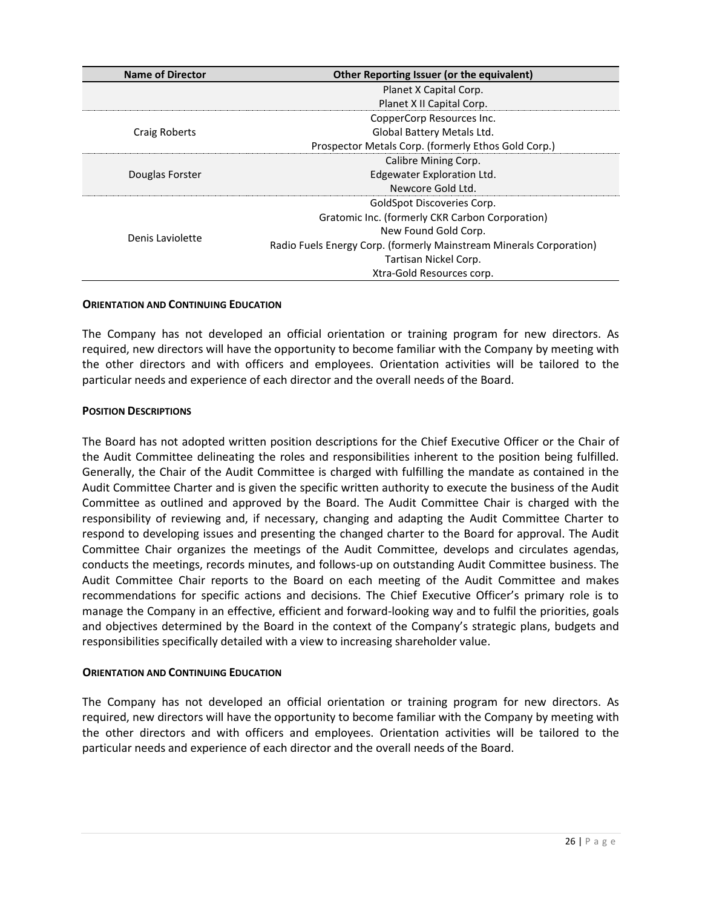| Name of Director | Other Reporting Issuer (or the equivalent) |
|---|---|
| | Planet X Capital Corp.<br>Planet X II Capital Corp. |
| Craig Roberts | CopperCorp Resources Inc.<br>Global Battery Metals Ltd.<br>Prospector Metals Corp. (formerly Ethos Gold Corp.) |
| Douglas Forster | Calibre Mining Corp.<br>Edgewater Exploration Ltd.<br>Newcore Gold Ltd. |
| Denis Laviolette | GoldSpot Discoveries Corp.<br>Gratomic Inc. (formerly CKR Carbon Corporation)<br>New Found Gold Corp.<br>Radio Fuels Energy Corp. (formerly Mainstream Minerals Corporation)<br>Tartisan Nickel Corp.<br>Xtra-Gold Resources corp. |

**ORIENTATION AND CONTINUING EDUCATION**

The Company has not developed an official orientation or training program for new directors. As required, new directors will have the opportunity to become familiar with the Company by meeting with the other directors and with officers and employees. Orientation activities will be tailored to the particular needs and experience of each director and the overall needs of the Board.

**POSITION DESCRIPTIONS**

The Board has not adopted written position descriptions for the Chief Executive Officer or the Chair of the Audit Committee delineating the roles and responsibilities inherent to the position being fulfilled. Generally, the Chair of the Audit Committee is charged with fulfilling the mandate as contained in the Audit Committee Charter and is given the specific written authority to execute the business of the Audit Committee as outlined and approved by the Board. The Audit Committee Chair is charged with the responsibility of reviewing and, if necessary, changing and adapting the Audit Committee Charter to respond to developing issues and presenting the changed charter to the Board for approval. The Audit Committee Chair organizes the meetings of the Audit Committee, develops and circulates agendas, conducts the meetings, records minutes, and follows-up on outstanding Audit Committee business. The Audit Committee Chair reports to the Board on each meeting of the Audit Committee and makes recommendations for specific actions and decisions. The Chief Executive Officer's primary role is to manage the Company in an effective, efficient and forward-looking way and to fulfil the priorities, goals and objectives determined by the Board in the context of the Company's strategic plans, budgets and responsibilities specifically detailed with a view to increasing shareholder value.

**ORIENTATION AND CONTINUING EDUCATION**

The Company has not developed an official orientation or training program for new directors. As required, new directors will have the opportunity to become familiar with the Company by meeting with the other directors and with officers and employees. Orientation activities will be tailored to the particular needs and experience of each director and the overall needs of the Board.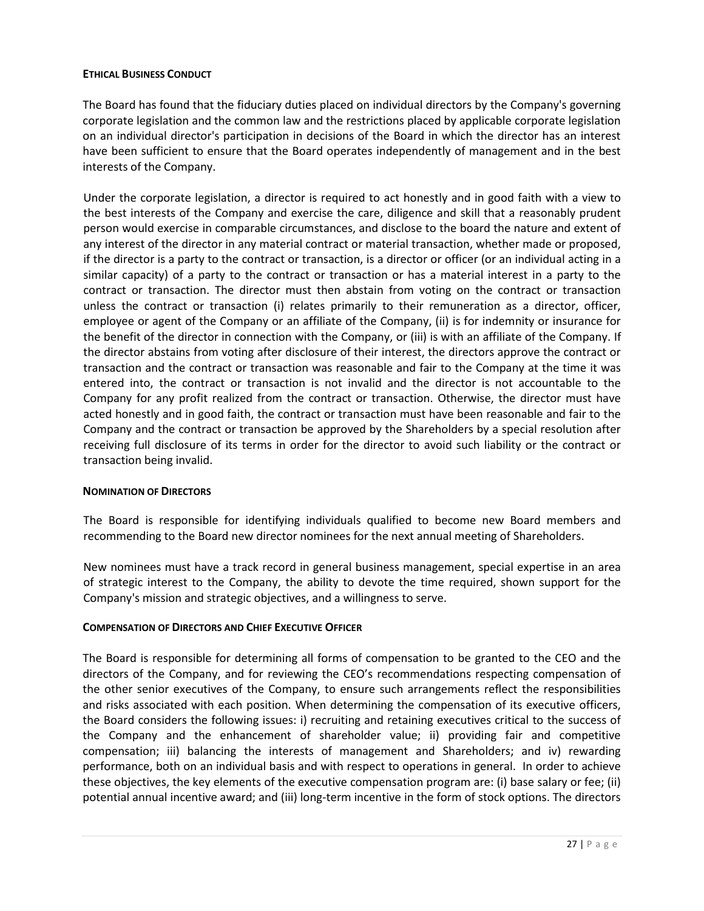**ETHICAL BUSINESS CONDUCT**

The Board has found that the fiduciary duties placed on individual directors by the Company's governing corporate legislation and the common law and the restrictions placed by applicable corporate legislation on an individual director's participation in decisions of the Board in which the director has an interest have been sufficient to ensure that the Board operates independently of management and in the best interests of the Company.

Under the corporate legislation, a director is required to act honestly and in good faith with a view to the best interests of the Company and exercise the care, diligence and skill that a reasonably prudent person would exercise in comparable circumstances, and disclose to the board the nature and extent of any interest of the director in any material contract or material transaction, whether made or proposed, if the director is a party to the contract or transaction, is a director or officer (or an individual acting in a similar capacity) of a party to the contract or transaction or has a material interest in a party to the contract or transaction. The director must then abstain from voting on the contract or transaction unless the contract or transaction (i) relates primarily to their remuneration as a director, officer, employee or agent of the Company or an affiliate of the Company, (ii) is for indemnity or insurance for the benefit of the director in connection with the Company, or (iii) is with an affiliate of the Company. If the director abstains from voting after disclosure of their interest, the directors approve the contract or transaction and the contract or transaction was reasonable and fair to the Company at the time it was entered into, the contract or transaction is not invalid and the director is not accountable to the Company for any profit realized from the contract or transaction. Otherwise, the director must have acted honestly and in good faith, the contract or transaction must have been reasonable and fair to the Company and the contract or transaction be approved by the Shareholders by a special resolution after receiving full disclosure of its terms in order for the director to avoid such liability or the contract or transaction being invalid.

**NOMINATION OF DIRECTORS**

The Board is responsible for identifying individuals qualified to become new Board members and recommending to the Board new director nominees for the next annual meeting of Shareholders.

New nominees must have a track record in general business management, special expertise in an area of strategic interest to the Company, the ability to devote the time required, shown support for the Company's mission and strategic objectives, and a willingness to serve.

**COMPENSATION OF DIRECTORS AND CHIEF EXECUTIVE OFFICER**

The Board is responsible for determining all forms of compensation to be granted to the CEO and the directors of the Company, and for reviewing the CEO's recommendations respecting compensation of the other senior executives of the Company, to ensure such arrangements reflect the responsibilities and risks associated with each position. When determining the compensation of its executive officers, the Board considers the following issues: i) recruiting and retaining executives critical to the success of the Company and the enhancement of shareholder value; ii) providing fair and competitive compensation; iii) balancing the interests of management and Shareholders; and iv) rewarding performance, both on an individual basis and with respect to operations in general. In order to achieve these objectives, the key elements of the executive compensation program are: (i) base salary or fee; (ii) potential annual incentive award; and (iii) long-term incentive in the form of stock options. The directors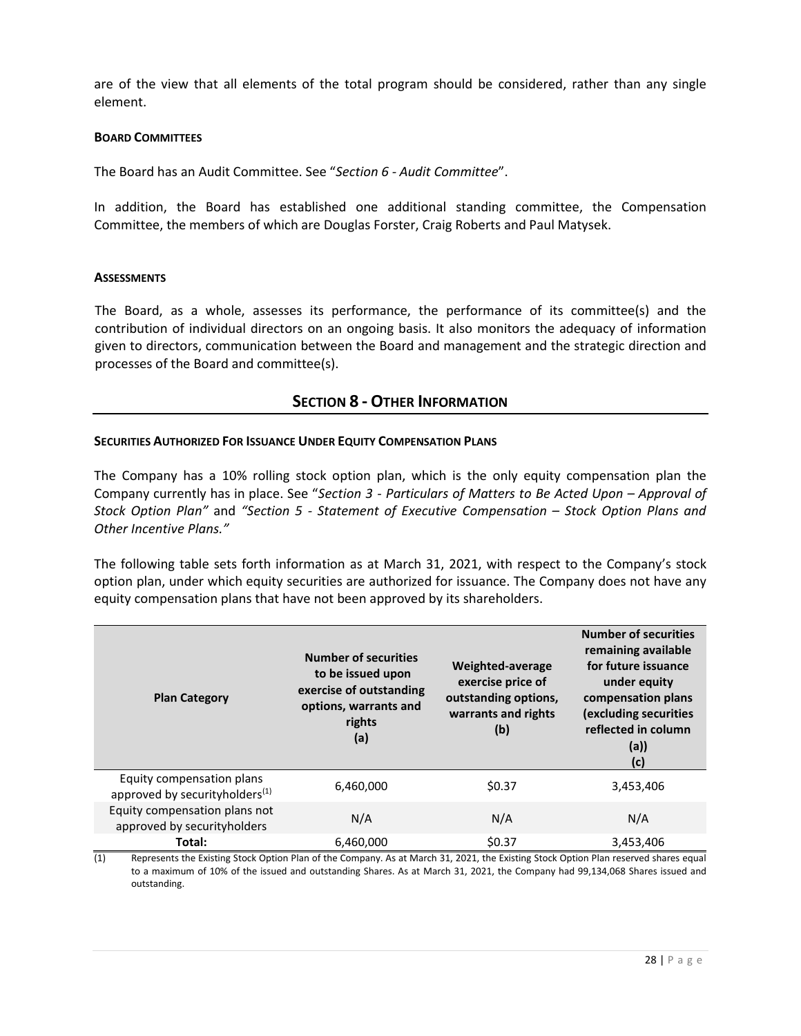are of the view that all elements of the total program should be considered, rather than any single element.

### BOARD COMMITTEES

The Board has an Audit Committee. See "*Section 6 - Audit Committee*".

In addition, the Board has established one additional standing committee, the Compensation Committee, the members of which are Douglas Forster, Craig Roberts and Paul Matysek.

### ASSESSMENTS

The Board, as a whole, assesses its performance, the performance of its committee(s) and the contribution of individual directors on an ongoing basis. It also monitors the adequacy of information given to directors, communication between the Board and management and the strategic direction and processes of the Board and committee(s).

## SECTION 8 - OTHER INFORMATION

### SECURITIES AUTHORIZED FOR ISSUANCE UNDER EQUITY COMPENSATION PLANS

The Company has a 10% rolling stock option plan, which is the only equity compensation plan the Company currently has in place. See "*Section 3 - Particulars of Matters to Be Acted Upon – Approval of Stock Option Plan"* and *"Section 5 - Statement of Executive Compensation – Stock Option Plans and Other Incentive Plans."*

The following table sets forth information as at March 31, 2021, with respect to the Company's stock option plan, under which equity securities are authorized for issuance. The Company does not have any equity compensation plans that have not been approved by its shareholders.

| Plan Category | Number of securities to be issued upon exercise of outstanding options, warrants and rights (a) | Weighted-average exercise price of outstanding options, warrants and rights (b) | Number of securities remaining available for future issuance under equity compensation plans (excluding securities reflected in column (a)) (c) |
|---|---|---|---|
| Equity compensation plans approved by securityholders[(1)] | 6,460,000 | $0.37 | 3,453,406 |
| Equity compensation plans not approved by securityholders | N/A | N/A | N/A |
| **Total:** | 6,460,000 | $0.37 | 3,453,406 |

(1) Represents the Existing Stock Option Plan of the Company. As at March 31, 2021, the Existing Stock Option Plan reserved shares equal to a maximum of 10% of the issued and outstanding Shares. As at March 31, 2021, the Company had 99,134,068 Shares issued and outstanding.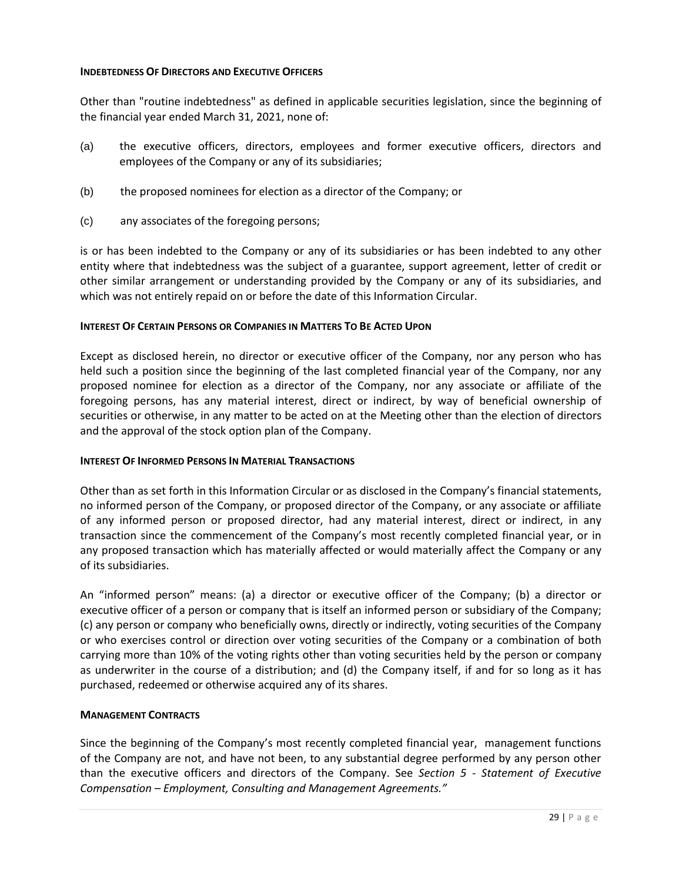## INDEBTEDNESS OF DIRECTORS AND EXECUTIVE OFFICERS

Other than "routine indebtedness" as defined in applicable securities legislation, since the beginning of the financial year ended March 31, 2021, none of:

(a) the executive officers, directors, employees and former executive officers, directors and employees of the Company or any of its subsidiaries;

(b) the proposed nominees for election as a director of the Company; or

(c) any associates of the foregoing persons;

is or has been indebted to the Company or any of its subsidiaries or has been indebted to any other entity where that indebtedness was the subject of a guarantee, support agreement, letter of credit or other similar arrangement or understanding provided by the Company or any of its subsidiaries, and which was not entirely repaid on or before the date of this Information Circular.

## INTEREST OF CERTAIN PERSONS OR COMPANIES IN MATTERS TO BE ACTED UPON

Except as disclosed herein, no director or executive officer of the Company, nor any person who has held such a position since the beginning of the last completed financial year of the Company, nor any proposed nominee for election as a director of the Company, nor any associate or affiliate of the foregoing persons, has any material interest, direct or indirect, by way of beneficial ownership of securities or otherwise, in any matter to be acted on at the Meeting other than the election of directors and the approval of the stock option plan of the Company.

## INTEREST OF INFORMED PERSONS IN MATERIAL TRANSACTIONS

Other than as set forth in this Information Circular or as disclosed in the Company's financial statements, no informed person of the Company, or proposed director of the Company, or any associate or affiliate of any informed person or proposed director, had any material interest, direct or indirect, in any transaction since the commencement of the Company's most recently completed financial year, or in any proposed transaction which has materially affected or would materially affect the Company or any of its subsidiaries.

An "informed person" means: (a) a director or executive officer of the Company; (b) a director or executive officer of a person or company that is itself an informed person or subsidiary of the Company; (c) any person or company who beneficially owns, directly or indirectly, voting securities of the Company or who exercises control or direction over voting securities of the Company or a combination of both carrying more than 10% of the voting rights other than voting securities held by the person or company as underwriter in the course of a distribution; and (d) the Company itself, if and for so long as it has purchased, redeemed or otherwise acquired any of its shares.

## MANAGEMENT CONTRACTS

Since the beginning of the Company's most recently completed financial year, management functions of the Company are not, and have not been, to any substantial degree performed by any person other than the executive officers and directors of the Company. See *Section 5 - Statement of Executive Compensation – Employment, Consulting and Management Agreements."*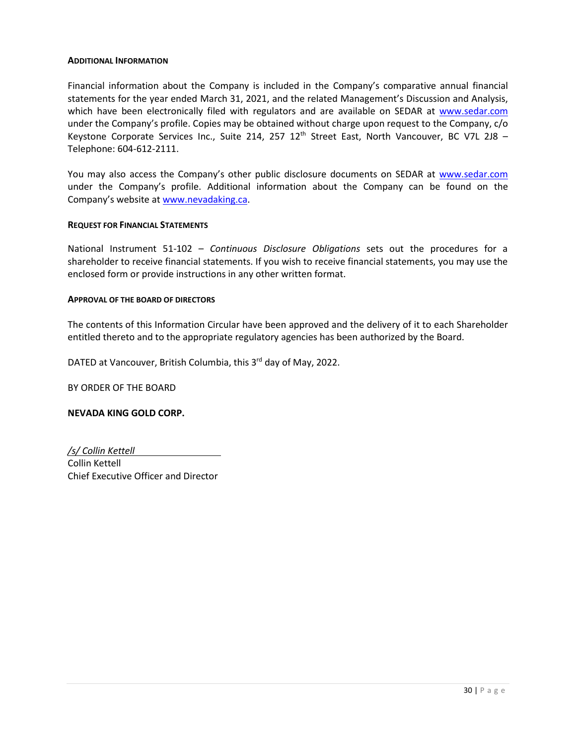### ADDITIONAL INFORMATION

Financial information about the Company is included in the Company's comparative annual financial statements for the year ended March 31, 2021, and the related Management's Discussion and Analysis, which have been electronically filed with regulators and are available on SEDAR at www.sedar.com under the Company's profile. Copies may be obtained without charge upon request to the Company, c/o Keystone Corporate Services Inc., Suite 214, 257 12th Street East, North Vancouver, BC V7L 2J8 – Telephone: 604-612-2111.

You may also access the Company's other public disclosure documents on SEDAR at www.sedar.com under the Company's profile. Additional information about the Company can be found on the Company's website at www.nevadaking.ca.

### REQUEST FOR FINANCIAL STATEMENTS

National Instrument 51-102 – *Continuous Disclosure Obligations* sets out the procedures for a shareholder to receive financial statements. If you wish to receive financial statements, you may use the enclosed form or provide instructions in any other written format.

### APPROVAL OF THE BOARD OF DIRECTORS

The contents of this Information Circular have been approved and the delivery of it to each Shareholder entitled thereto and to the appropriate regulatory agencies has been authorized by the Board.

DATED at Vancouver, British Columbia, this 3rd day of May, 2022.

BY ORDER OF THE BOARD

**NEVADA KING GOLD CORP.**

*/s/ Collin Kettell*
Collin Kettell
Chief Executive Officer and Director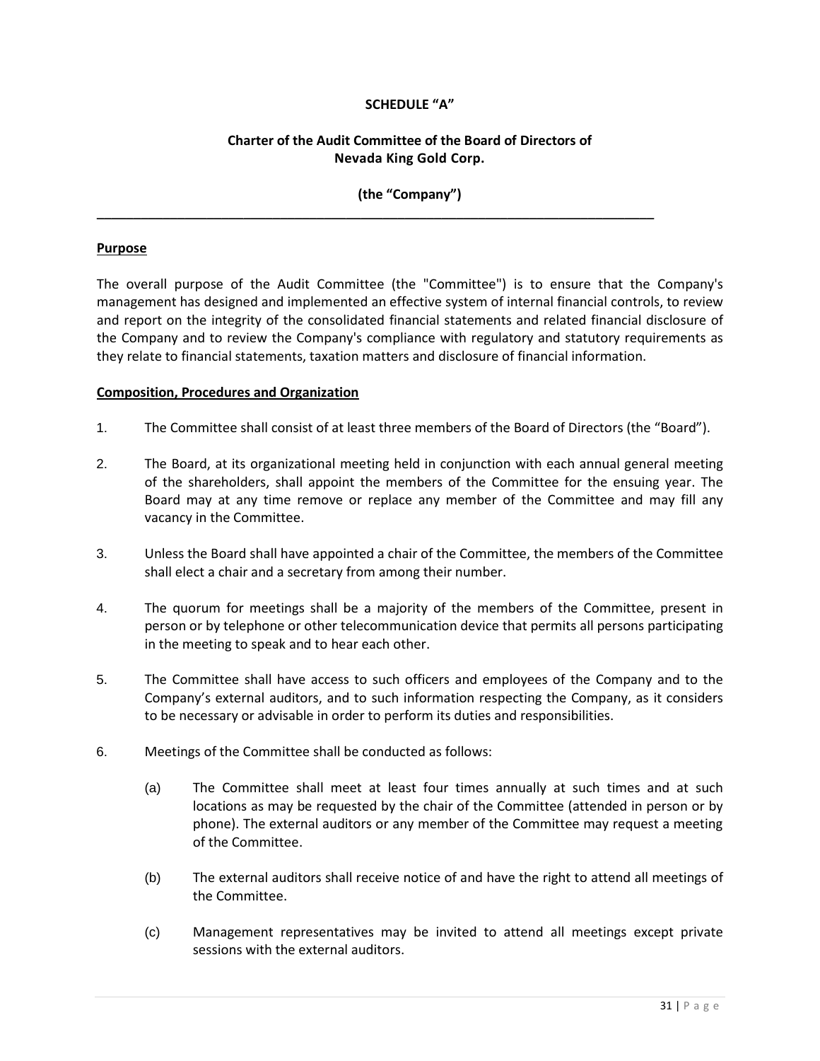**SCHEDULE "A"**

**Charter of the Audit Committee of the Board of Directors of Nevada King Gold Corp.**

**(the "Company")**

---

**Purpose**

The overall purpose of the Audit Committee (the "Committee") is to ensure that the Company's management has designed and implemented an effective system of internal financial controls, to review and report on the integrity of the consolidated financial statements and related financial disclosure of the Company and to review the Company's compliance with regulatory and statutory requirements as they relate to financial statements, taxation matters and disclosure of financial information.

**Composition, Procedures and Organization**

1. The Committee shall consist of at least three members of the Board of Directors (the "Board").

2. The Board, at its organizational meeting held in conjunction with each annual general meeting of the shareholders, shall appoint the members of the Committee for the ensuing year. The Board may at any time remove or replace any member of the Committee and may fill any vacancy in the Committee.

3. Unless the Board shall have appointed a chair of the Committee, the members of the Committee shall elect a chair and a secretary from among their number.

4. The quorum for meetings shall be a majority of the members of the Committee, present in person or by telephone or other telecommunication device that permits all persons participating in the meeting to speak and to hear each other.

5. The Committee shall have access to such officers and employees of the Company and to the Company's external auditors, and to such information respecting the Company, as it considers to be necessary or advisable in order to perform its duties and responsibilities.

6. Meetings of the Committee shall be conducted as follows:

   (a) The Committee shall meet at least four times annually at such times and at such locations as may be requested by the chair of the Committee (attended in person or by phone). The external auditors or any member of the Committee may request a meeting of the Committee.

   (b) The external auditors shall receive notice of and have the right to attend all meetings of the Committee.

   (c) Management representatives may be invited to attend all meetings except private sessions with the external auditors.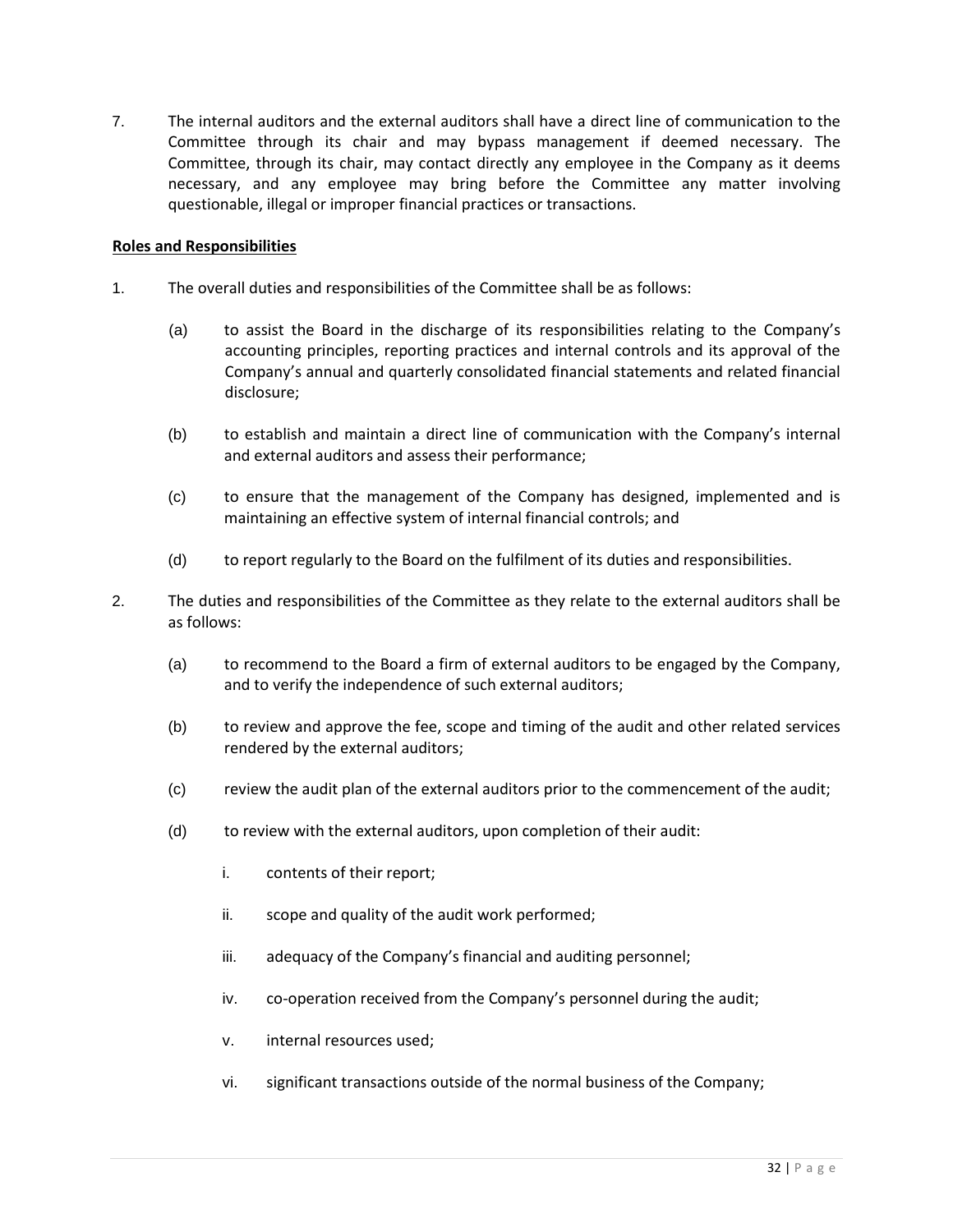7. The internal auditors and the external auditors shall have a direct line of communication to the Committee through its chair and may bypass management if deemed necessary. The Committee, through its chair, may contact directly any employee in the Company as it deems necessary, and any employee may bring before the Committee any matter involving questionable, illegal or improper financial practices or transactions.

**Roles and Responsibilities**

1. The overall duties and responsibilities of the Committee shall be as follows:

   (a) to assist the Board in the discharge of its responsibilities relating to the Company's accounting principles, reporting practices and internal controls and its approval of the Company's annual and quarterly consolidated financial statements and related financial disclosure;

   (b) to establish and maintain a direct line of communication with the Company's internal and external auditors and assess their performance;

   (c) to ensure that the management of the Company has designed, implemented and is maintaining an effective system of internal financial controls; and

   (d) to report regularly to the Board on the fulfilment of its duties and responsibilities.

2. The duties and responsibilities of the Committee as they relate to the external auditors shall be as follows:

   (a) to recommend to the Board a firm of external auditors to be engaged by the Company, and to verify the independence of such external auditors;

   (b) to review and approve the fee, scope and timing of the audit and other related services rendered by the external auditors;

   (c) review the audit plan of the external auditors prior to the commencement of the audit;

   (d) to review with the external auditors, upon completion of their audit:

      i. contents of their report;

      ii. scope and quality of the audit work performed;

      iii. adequacy of the Company's financial and auditing personnel;

      iv. co-operation received from the Company's personnel during the audit;

      v. internal resources used;

      vi. significant transactions outside of the normal business of the Company;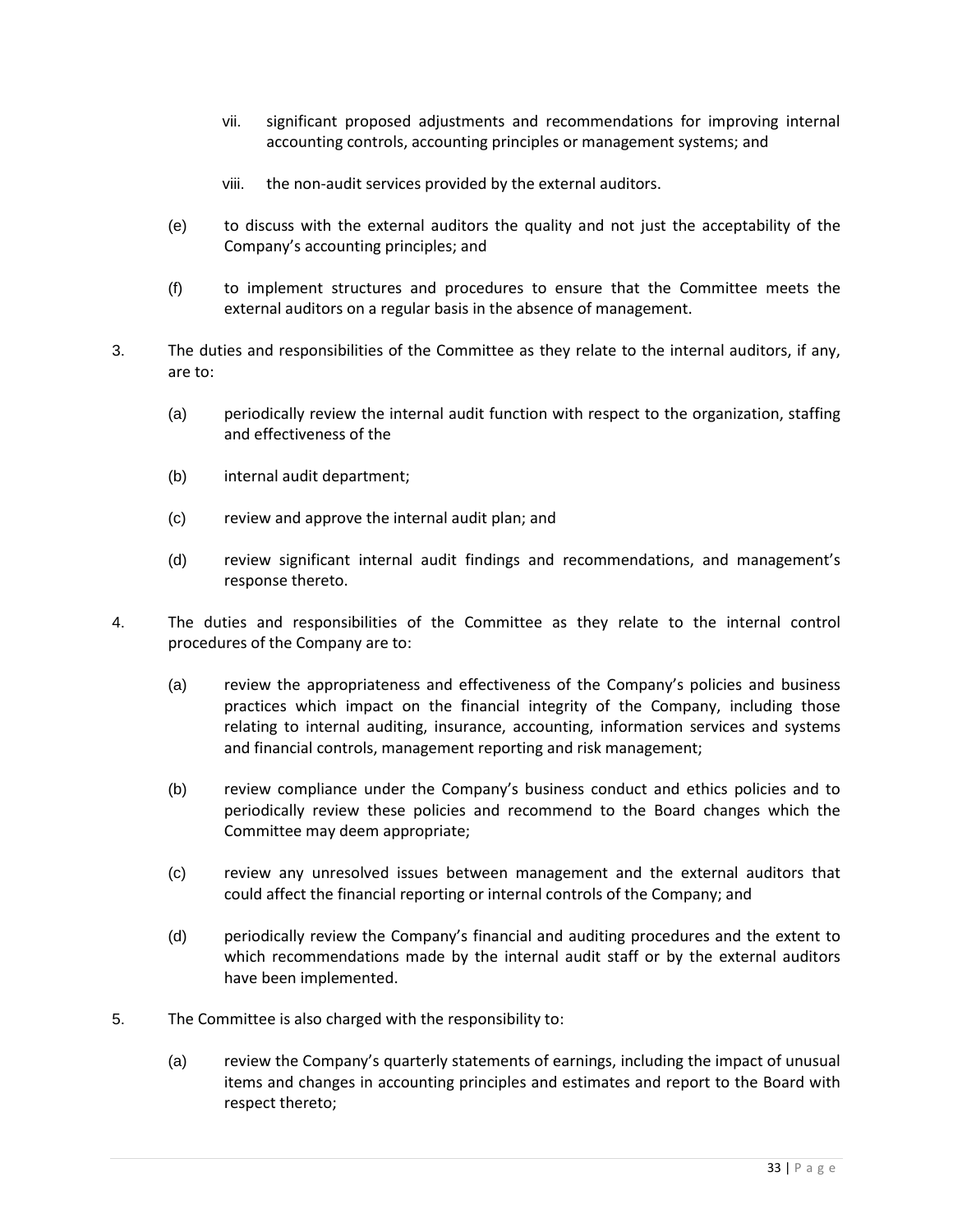vii. significant proposed adjustments and recommendations for improving internal accounting controls, accounting principles or management systems; and

viii. the non-audit services provided by the external auditors.

(e) to discuss with the external auditors the quality and not just the acceptability of the Company's accounting principles; and

(f) to implement structures and procedures to ensure that the Committee meets the external auditors on a regular basis in the absence of management.

3. The duties and responsibilities of the Committee as they relate to the internal auditors, if any, are to:

(a) periodically review the internal audit function with respect to the organization, staffing and effectiveness of the

(b) internal audit department;

(c) review and approve the internal audit plan; and

(d) review significant internal audit findings and recommendations, and management's response thereto.

4. The duties and responsibilities of the Committee as they relate to the internal control procedures of the Company are to:

(a) review the appropriateness and effectiveness of the Company's policies and business practices which impact on the financial integrity of the Company, including those relating to internal auditing, insurance, accounting, information services and systems and financial controls, management reporting and risk management;

(b) review compliance under the Company's business conduct and ethics policies and to periodically review these policies and recommend to the Board changes which the Committee may deem appropriate;

(c) review any unresolved issues between management and the external auditors that could affect the financial reporting or internal controls of the Company; and

(d) periodically review the Company's financial and auditing procedures and the extent to which recommendations made by the internal audit staff or by the external auditors have been implemented.

5. The Committee is also charged with the responsibility to:

(a) review the Company's quarterly statements of earnings, including the impact of unusual items and changes in accounting principles and estimates and report to the Board with respect thereto;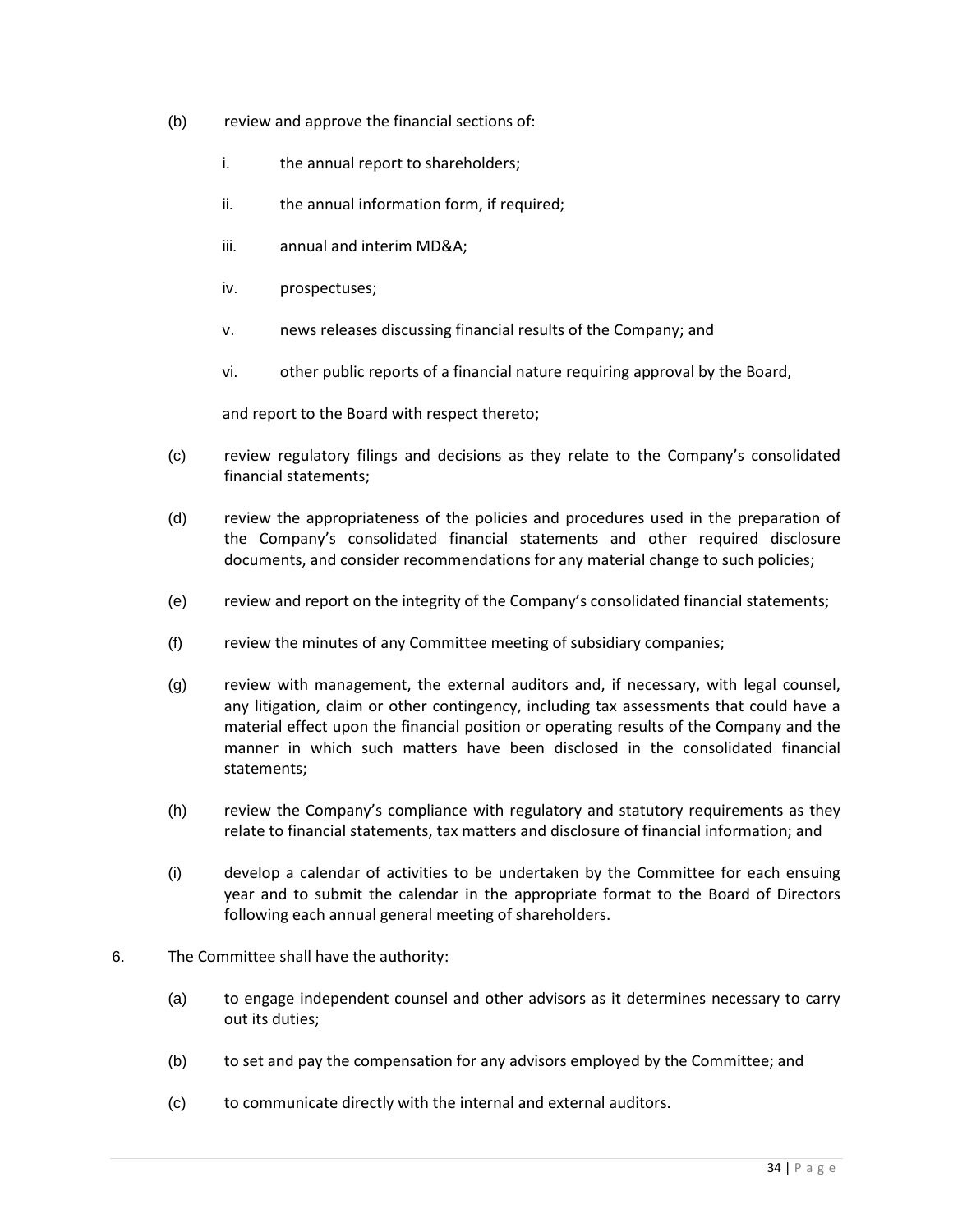(b) review and approve the financial sections of:

    i. the annual report to shareholders;

    ii. the annual information form, if required;

    iii. annual and interim MD&A;

    iv. prospectuses;

    v. news releases discussing financial results of the Company; and

    vi. other public reports of a financial nature requiring approval by the Board,

    and report to the Board with respect thereto;

(c) review regulatory filings and decisions as they relate to the Company's consolidated financial statements;

(d) review the appropriateness of the policies and procedures used in the preparation of the Company's consolidated financial statements and other required disclosure documents, and consider recommendations for any material change to such policies;

(e) review and report on the integrity of the Company's consolidated financial statements;

(f) review the minutes of any Committee meeting of subsidiary companies;

(g) review with management, the external auditors and, if necessary, with legal counsel, any litigation, claim or other contingency, including tax assessments that could have a material effect upon the financial position or operating results of the Company and the manner in which such matters have been disclosed in the consolidated financial statements;

(h) review the Company's compliance with regulatory and statutory requirements as they relate to financial statements, tax matters and disclosure of financial information; and

(i) develop a calendar of activities to be undertaken by the Committee for each ensuing year and to submit the calendar in the appropriate format to the Board of Directors following each annual general meeting of shareholders.

6. The Committee shall have the authority:

    (a) to engage independent counsel and other advisors as it determines necessary to carry out its duties;

    (b) to set and pay the compensation for any advisors employed by the Committee; and

    (c) to communicate directly with the internal and external auditors.